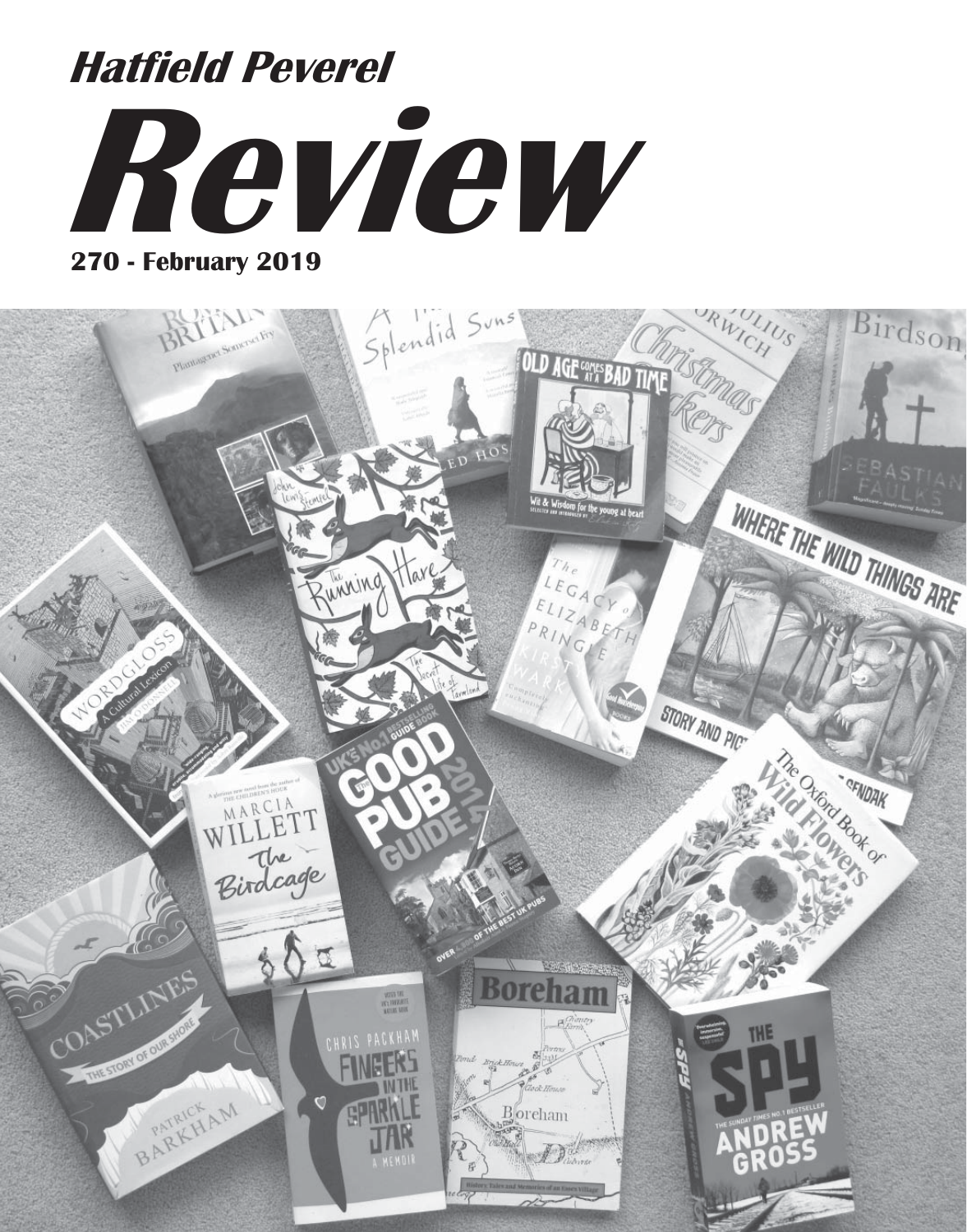# Hatfield Peverel

# Review

**270 - February 2019**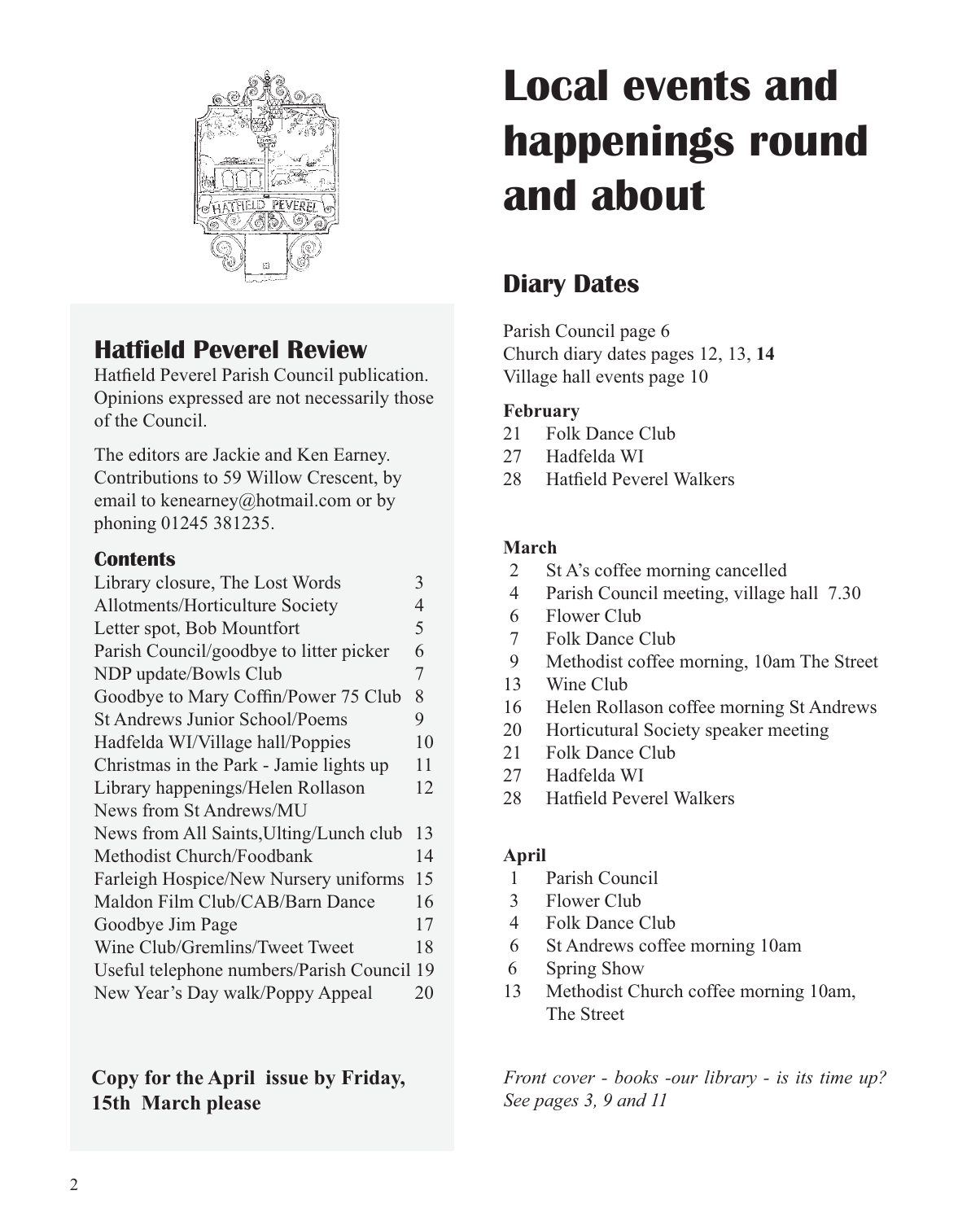## Hatfield Peverel Review

Hatfield Peverel Parish Council publication. Opinions expressed are not necessarily those of the Council.

The editors are Jackie and Ken Earney. Contributions to 59 Willow Crescent, by email to kenearney@hotmail.com or by phoning 01245 381235.

### Contents

| | |
|---|---|
| Library closure, The Lost Words | 3 |
| Allotments/Horticulture Society | 4 |
| Letter spot, Bob Mountfort | 5 |
| Parish Council/goodbye to litter picker | 6 |
| NDP update/Bowls Club | 7 |
| Goodbye to Mary Coffin/Power 75 Club | 8 |
| St Andrews Junior School/Poems | 9 |
| Hadfelda WI/Village hall/Poppies | 10 |
| Christmas in the Park - Jamie lights up | 11 |
| Library happenings/Helen Rollason | 12 |
| News from St Andrews/MU | |
| News from All Saints,Ulting/Lunch club | 13 |
| Methodist Church/Foodbank | 14 |
| Farleigh Hospice/New Nursery uniforms | 15 |
| Maldon Film Club/CAB/Barn Dance | 16 |
| Goodbye Jim Page | 17 |
| Wine Club/Gremlins/Tweet Tweet | 18 |
| Useful telephone numbers/Parish Council | 19 |
| New Year's Day walk/Poppy Appeal | 20 |

**Copy for the April issue by Friday, 15th March please**

# Local events and happenings round and about

## Diary Dates

Parish Council page 6
Church diary dates pages 12, 13, **14**
Village hall events page 10

**February**

- 21 Folk Dance Club
- 27 Hadfelda WI
- 28 Hatfield Peverel Walkers

**March**

- 2 St A's coffee morning cancelled
- 4 Parish Council meeting, village hall 7.30
- 6 Flower Club
- 7 Folk Dance Club
- 9 Methodist coffee morning, 10am The Street
- 13 Wine Club
- 16 Helen Rollason coffee morning St Andrews
- 20 Horticutural Society speaker meeting
- 21 Folk Dance Club
- 27 Hadfelda WI
- 28 Hatfield Peverel Walkers

**April**

- 1 Parish Council
- 3 Flower Club
- 4 Folk Dance Club
- 6 St Andrews coffee morning 10am
- 6 Spring Show
- 13 Methodist Church coffee morning 10am, The Street

*Front cover - books -our library - is its time up? See pages 3, 9 and 11*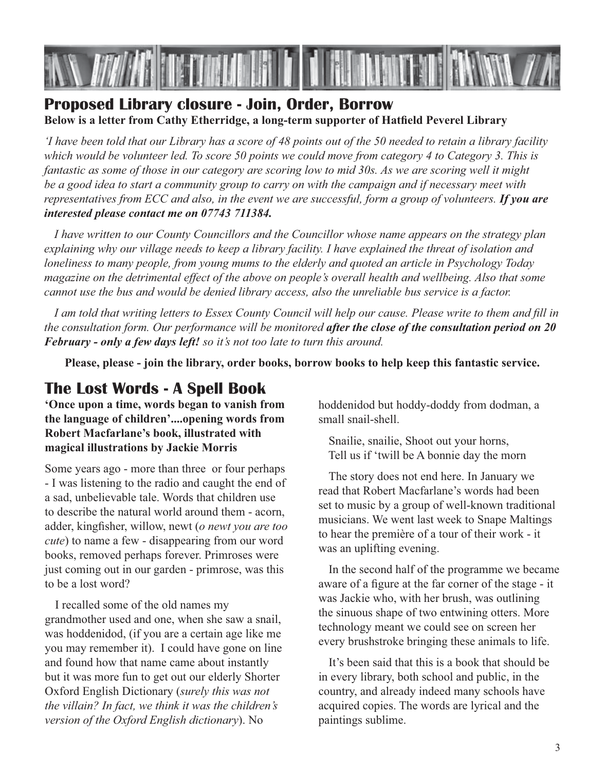## Proposed Library closure - Join, Order, Borrow

**Below is a letter from Cathy Etherridge, a long-term supporter of Hatfield Peverel Library**

*'I have been told that our Library has a score of 48 points out of the 50 needed to retain a library facility which would be volunteer led. To score 50 points we could move from category 4 to Category 3. This is fantastic as some of those in our category are scoring low to mid 30s. As we are scoring well it might be a good idea to start a community group to carry on with the campaign and if necessary meet with representatives from ECC and also, in the event we are successful, form a group of volunteers.* ***If you are interested please contact me on 07743 711384.***

*I have written to our County Councillors and the Councillor whose name appears on the strategy plan explaining why our village needs to keep a library facility. I have explained the threat of isolation and loneliness to many people, from young mums to the elderly and quoted an article in Psychology Today magazine on the detrimental effect of the above on people's overall health and wellbeing. Also that some cannot use the bus and would be denied library access, also the unreliable bus service is a factor.*

*I am told that writing letters to Essex County Council will help our cause. Please write to them and fill in the consultation form. Our performance will be monitored* ***after the close of the consultation period on 20 February - only a few days left!*** *so it's not too late to turn this around.*

**Please, please - join the library, order books, borrow books to help keep this fantastic service.**

## The Lost Words - A Spell Book

**'Once upon a time, words began to vanish from the language of children'....opening words from Robert Macfarlane's book, illustrated with magical illustrations by Jackie Morris**

Some years ago - more than three or four perhaps - I was listening to the radio and caught the end of a sad, unbelievable tale. Words that children use to describe the natural world around them - acorn, adder, kingfisher, willow, newt (*o newt you are too cute*) to name a few - disappearing from our word books, removed perhaps forever. Primroses were just coming out in our garden - primrose, was this to be a lost word?

I recalled some of the old names my grandmother used and one, when she saw a snail, was hoddenidod, (if you are a certain age like me you may remember it). I could have gone on line and found how that name came about instantly but it was more fun to get out our elderly Shorter Oxford English Dictionary (*surely this was not the villain? In fact, we think it was the children's version of the Oxford English dictionary*). No hoddenidod but hoddy-doddy from dodman, a small snail-shell.

Snailie, snailie, Shoot out your horns,
Tell us if 'twill be A bonnie day the morn

The story does not end here. In January we read that Robert Macfarlane's words had been set to music by a group of well-known traditional musicians. We went last week to Snape Maltings to hear the première of a tour of their work - it was an uplifting evening.

In the second half of the programme we became aware of a figure at the far corner of the stage - it was Jackie who, with her brush, was outlining the sinuous shape of two entwining otters. More technology meant we could see on screen her every brushstroke bringing these animals to life.

It's been said that this is a book that should be in every library, both school and public, in the country, and already indeed many schools have acquired copies. The words are lyrical and the paintings sublime.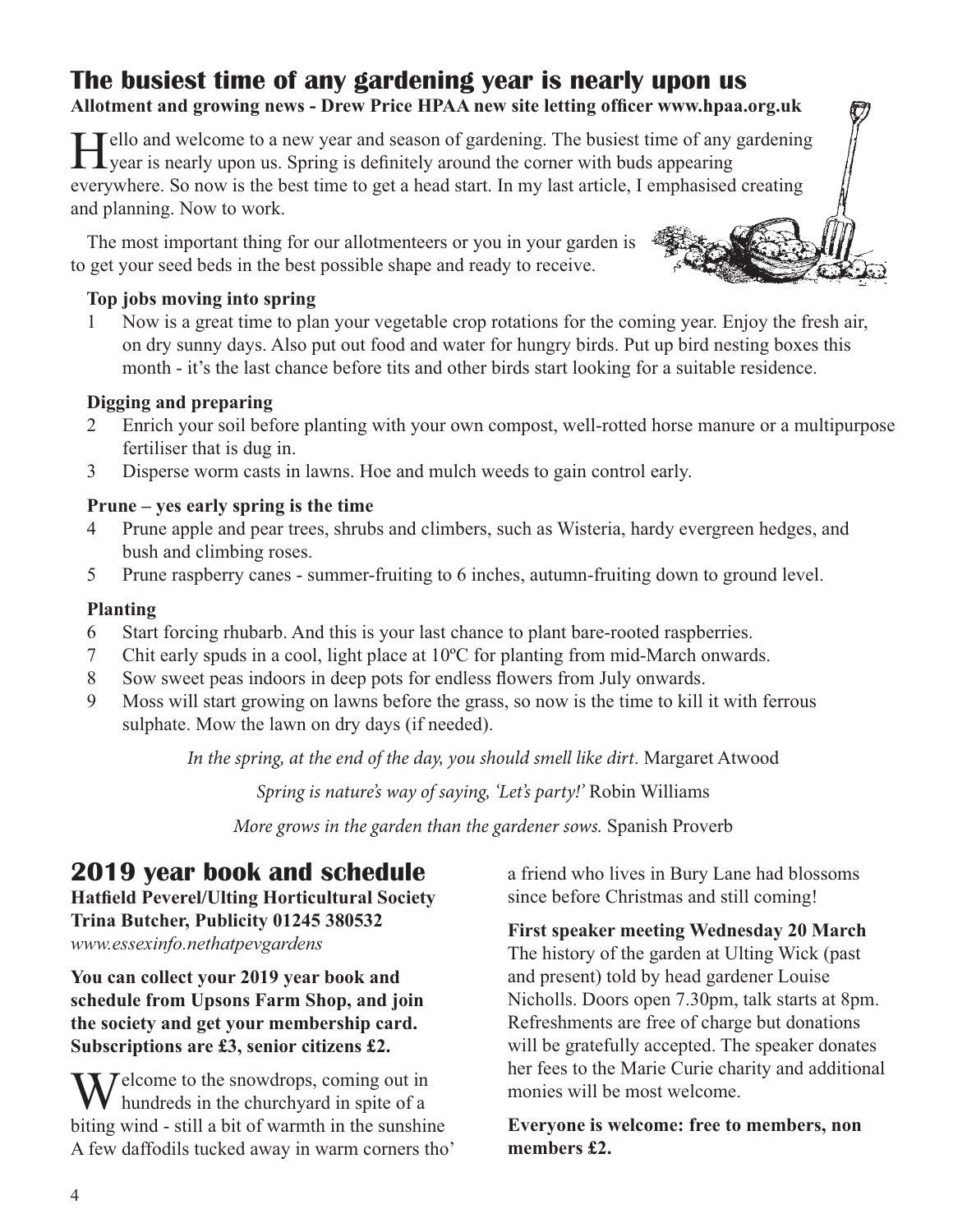# The busiest time of any gardening year is nearly upon us

**Allotment and growing news - Drew Price HPAA new site letting officer www.hpaa.org.uk**

Hello and welcome to a new year and season of gardening. The busiest time of any gardening year is nearly upon us. Spring is definitely around the corner with buds appearing everywhere. So now is the best time to get a head start. In my last article, I emphasised creating and planning. Now to work.

The most important thing for our allotmenteers or you in your garden is to get your seed beds in the best possible shape and ready to receive.

**Top jobs moving into spring**

1 Now is a great time to plan your vegetable crop rotations for the coming year. Enjoy the fresh air, on dry sunny days. Also put out food and water for hungry birds. Put up bird nesting boxes this month - it's the last chance before tits and other birds start looking for a suitable residence.

**Digging and preparing**

2 Enrich your soil before planting with your own compost, well-rotted horse manure or a multipurpose fertiliser that is dug in.

3 Disperse worm casts in lawns. Hoe and mulch weeds to gain control early.

**Prune – yes early spring is the time**

4 Prune apple and pear trees, shrubs and climbers, such as Wisteria, hardy evergreen hedges, and bush and climbing roses.

5 Prune raspberry canes - summer-fruiting to 6 inches, autumn-fruiting down to ground level.

**Planting**

6 Start forcing rhubarb. And this is your last chance to plant bare-rooted raspberries.

7 Chit early spuds in a cool, light place at 10ºC for planting from mid-March onwards.

8 Sow sweet peas indoors in deep pots for endless flowers from July onwards.

9 Moss will start growing on lawns before the grass, so now is the time to kill it with ferrous sulphate. Mow the lawn on dry days (if needed).

*In the spring, at the end of the day, you should smell like dirt.* Margaret Atwood

*Spring is nature's way of saying, 'Let's party!'* Robin Williams

*More grows in the garden than the gardener sows.* Spanish Proverb

# 2019 year book and schedule

**Hatfield Peverel/Ulting Horticultural Society**
**Trina Butcher, Publicity 01245 380532**
*www.essexinfo.nethatpevgardens*

**You can collect your 2019 year book and schedule from Upsons Farm Shop, and join the society and get your membership card. Subscriptions are £3, senior citizens £2.**

Welcome to the snowdrops, coming out in hundreds in the churchyard in spite of a biting wind - still a bit of warmth in the sunshine A few daffodils tucked away in warm corners tho' a friend who lives in Bury Lane had blossoms since before Christmas and still coming!

**First speaker meeting Wednesday 20 March**
The history of the garden at Ulting Wick (past and present) told by head gardener Louise Nicholls. Doors open 7.30pm, talk starts at 8pm. Refreshments are free of charge but donations will be gratefully accepted. The speaker donates her fees to the Marie Curie charity and additional monies will be most welcome.

**Everyone is welcome: free to members, non members £2.**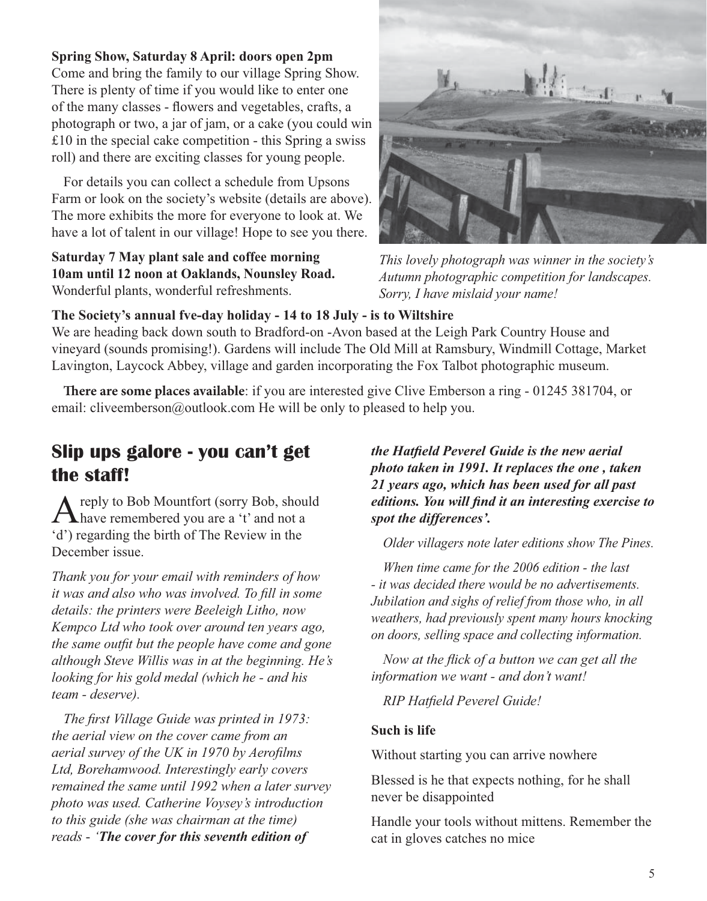**Spring Show, Saturday 8 April: doors open 2pm**
Come and bring the family to our village Spring Show. There is plenty of time if you would like to enter one of the many classes - flowers and vegetables, crafts, a photograph or two, a jar of jam, or a cake (you could win £10 in the special cake competition - this Spring a swiss roll) and there are exciting classes for young people.

For details you can collect a schedule from Upsons Farm or look on the society's website (details are above). The more exhibits the more for everyone to look at. We have a lot of talent in our village! Hope to see you there.

**Saturday 7 May plant sale and coffee morning 10am until 12 noon at Oaklands, Nounsley Road.**
Wonderful plants, wonderful refreshments.

*This lovely photograph was winner in the society's Autumn photographic competition for landscapes. Sorry, I have mislaid your name!*

**The Society's annual fve-day holiday - 14 to 18 July - is to Wiltshire**
We are heading back down south to Bradford-on -Avon based at the Leigh Park Country House and vineyard (sounds promising!). Gardens will include The Old Mill at Ramsbury, Windmill Cottage, Market Lavington, Laycock Abbey, village and garden incorporating the Fox Talbot photographic museum.

**There are some places available**: if you are interested give Clive Emberson a ring - 01245 381704, or email: cliveemberson@outlook.com He will be only to pleased to help you.

## Slip ups galore - you can't get the staff!

A reply to Bob Mountfort (sorry Bob, should have remembered you are a 't' and not a 'd') regarding the birth of The Review in the December issue.

*Thank you for your email with reminders of how it was and also who was involved. To fill in some details: the printers were Beeleigh Litho, now Kempco Ltd who took over around ten years ago, the same outfit but the people have come and gone although Steve Willis was in at the beginning. He's looking for his gold medal (which he - and his team - deserve).*

*The first Village Guide was printed in 1973: the aerial view on the cover came from an aerial survey of the UK in 1970 by Aerofilms Ltd, Borehamwood. Interestingly early covers remained the same until 1992 when a later survey photo was used. Catherine Voysey's introduction to this guide (she was chairman at the time) reads - '**The cover for this seventh edition of the Hatfield Peverel Guide is the new aerial photo taken in 1991. It replaces the one , taken 21 years ago, which has been used for all past editions. You will find it an interesting exercise to spot the differences'.***

*Older villagers note later editions show The Pines.*

*When time came for the 2006 edition - the last - it was decided there would be no advertisements. Jubilation and sighs of relief from those who, in all weathers, had previously spent many hours knocking on doors, selling space and collecting information.*

*Now at the flick of a button we can get all the information we want - and don't want!*

*RIP Hatfield Peverel Guide!*

**Such is life**

Without starting you can arrive nowhere

Blessed is he that expects nothing, for he shall never be disappointed

Handle your tools without mittens. Remember the cat in gloves catches no mice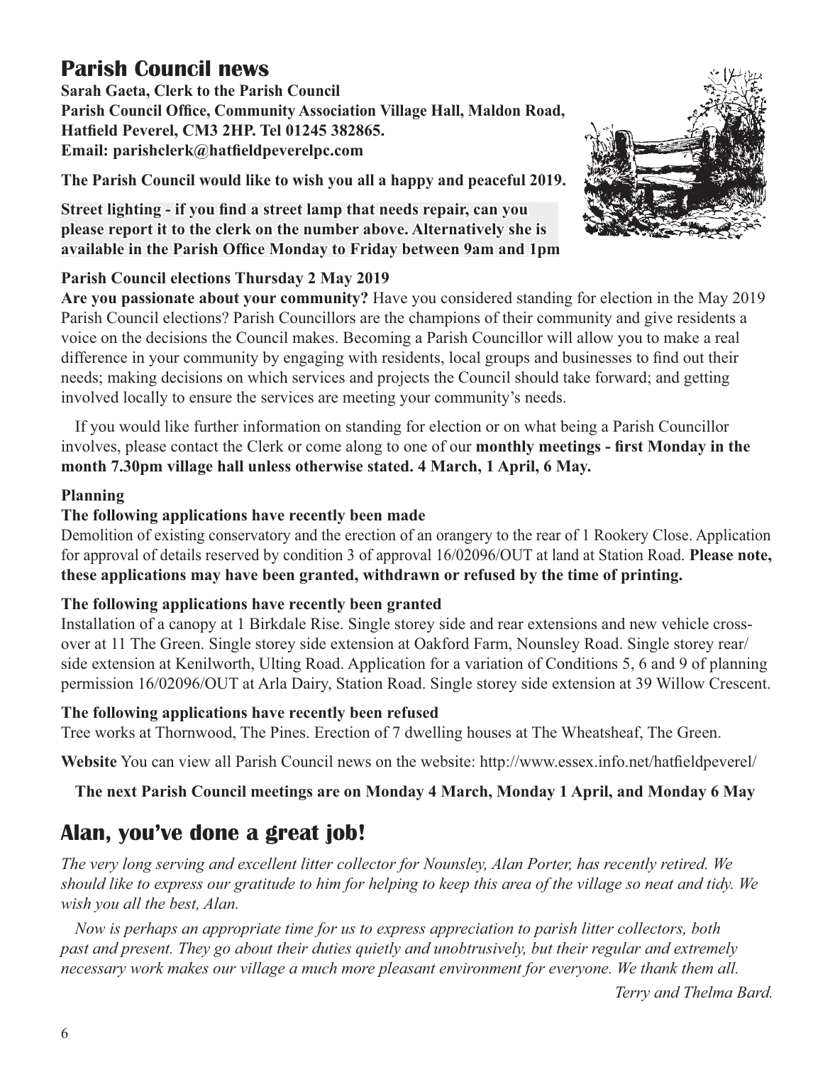## Parish Council news

**Sarah Gaeta, Clerk to the Parish Council**
**Parish Council Office, Community Association Village Hall, Maldon Road, Hatfield Peverel, CM3 2HP. Tel 01245 382865.**
**Email: parishclerk@hatfieldpeverelpc.com**

**The Parish Council would like to wish you all a happy and peaceful 2019.**

**Street lighting - if you find a street lamp that needs repair, can you please report it to the clerk on the number above. Alternatively she is available in the Parish Office Monday to Friday between 9am and 1pm**

**Parish Council elections Thursday 2 May 2019**

**Are you passionate about your community?** Have you considered standing for election in the May 2019 Parish Council elections? Parish Councillors are the champions of their community and give residents a voice on the decisions the Council makes. Becoming a Parish Councillor will allow you to make a real difference in your community by engaging with residents, local groups and businesses to find out their needs; making decisions on which services and projects the Council should take forward; and getting involved locally to ensure the services are meeting your community's needs.

If you would like further information on standing for election or on what being a Parish Councillor involves, please contact the Clerk or come along to one of our **monthly meetings - first Monday in the month 7.30pm village hall unless otherwise stated. 4 March, 1 April, 6 May.**

**Planning**

**The following applications have recently been made**

Demolition of existing conservatory and the erection of an orangery to the rear of 1 Rookery Close. Application for approval of details reserved by condition 3 of approval 16/02096/OUT at land at Station Road. **Please note, these applications may have been granted, withdrawn or refused by the time of printing.**

**The following applications have recently been granted**

Installation of a canopy at 1 Birkdale Rise. Single storey side and rear extensions and new vehicle cross-over at 11 The Green. Single storey side extension at Oakford Farm, Nounsley Road. Single storey rear/side extension at Kenilworth, Ulting Road. Application for a variation of Conditions 5, 6 and 9 of planning permission 16/02096/OUT at Arla Dairy, Station Road. Single storey side extension at 39 Willow Crescent.

**The following applications have recently been refused**

Tree works at Thornwood, The Pines. Erection of 7 dwelling houses at The Wheatsheaf, The Green.

**Website** You can view all Parish Council news on the website: http://www.essex.info.net/hatfieldpeverel/

**The next Parish Council meetings are on Monday 4 March, Monday 1 April, and Monday 6 May**

## Alan, you've done a great job!

*The very long serving and excellent litter collector for Nounsley, Alan Porter, has recently retired. We should like to express our gratitude to him for helping to keep this area of the village so neat and tidy. We wish you all the best, Alan.*

*Now is perhaps an appropriate time for us to express appreciation to parish litter collectors, both past and present. They go about their duties quietly and unobtrusively, but their regular and extremely necessary work makes our village a much more pleasant environment for everyone. We thank them all.*

*Terry and Thelma Bard.*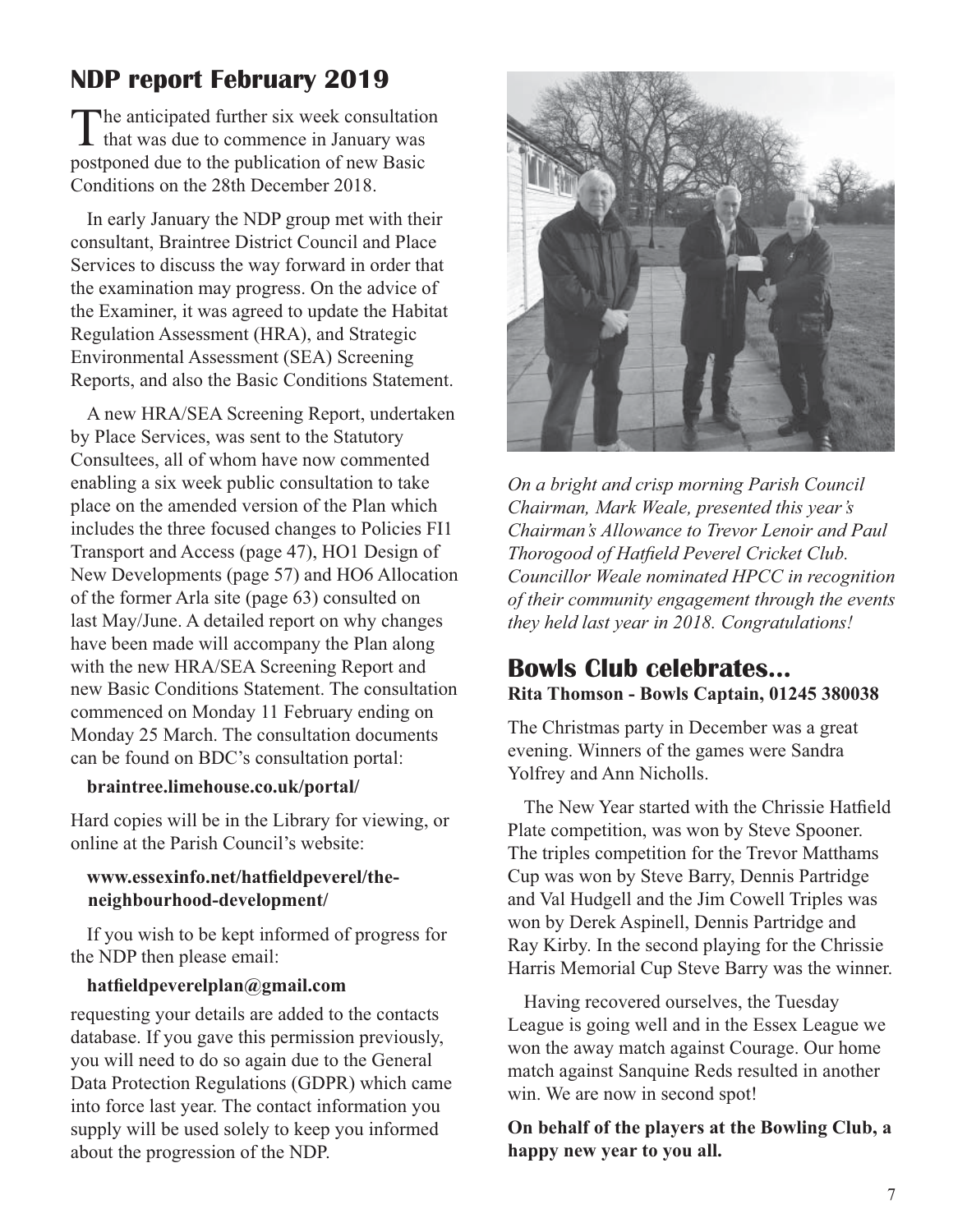## NDP report February 2019

The anticipated further six week consultation that was due to commence in January was postponed due to the publication of new Basic Conditions on the 28th December 2018.

In early January the NDP group met with their consultant, Braintree District Council and Place Services to discuss the way forward in order that the examination may progress. On the advice of the Examiner, it was agreed to update the Habitat Regulation Assessment (HRA), and Strategic Environmental Assessment (SEA) Screening Reports, and also the Basic Conditions Statement.

A new HRA/SEA Screening Report, undertaken by Place Services, was sent to the Statutory Consultees, all of whom have now commented enabling a six week public consultation to take place on the amended version of the Plan which includes the three focused changes to Policies FI1 Transport and Access (page 47), HO1 Design of New Developments (page 57) and HO6 Allocation of the former Arla site (page 63) consulted on last May/June. A detailed report on why changes have been made will accompany the Plan along with the new HRA/SEA Screening Report and new Basic Conditions Statement. The consultation commenced on Monday 11 February ending on Monday 25 March. The consultation documents can be found on BDC's consultation portal:

**braintree.limehouse.co.uk/portal/**

Hard copies will be in the Library for viewing, or online at the Parish Council's website:

**www.essexinfo.net/hatfieldpeverel/the-neighbourhood-development/**

If you wish to be kept informed of progress for the NDP then please email:

**hatfieldpeverelplan@gmail.com**

requesting your details are added to the contacts database. If you gave this permission previously, you will need to do so again due to the General Data Protection Regulations (GDPR) which came into force last year. The contact information you supply will be used solely to keep you informed about the progression of the NDP.

*On a bright and crisp morning Parish Council Chairman, Mark Weale, presented this year's Chairman's Allowance to Trevor Lenoir and Paul Thorogood of Hatfield Peverel Cricket Club. Councillor Weale nominated HPCC in recognition of their community engagement through the events they held last year in 2018. Congratulations!*

## Bowls Club celebrates...

**Rita Thomson - Bowls Captain, 01245 380038**

The Christmas party in December was a great evening. Winners of the games were Sandra Yolfrey and Ann Nicholls.

The New Year started with the Chrissie Hatfield Plate competition, was won by Steve Spooner. The triples competition for the Trevor Matthams Cup was won by Steve Barry, Dennis Partridge and Val Hudgell and the Jim Cowell Triples was won by Derek Aspinell, Dennis Partridge and Ray Kirby. In the second playing for the Chrissie Harris Memorial Cup Steve Barry was the winner.

Having recovered ourselves, the Tuesday League is going well and in the Essex League we won the away match against Courage. Our home match against Sanquine Reds resulted in another win. We are now in second spot!

**On behalf of the players at the Bowling Club, a happy new year to you all.**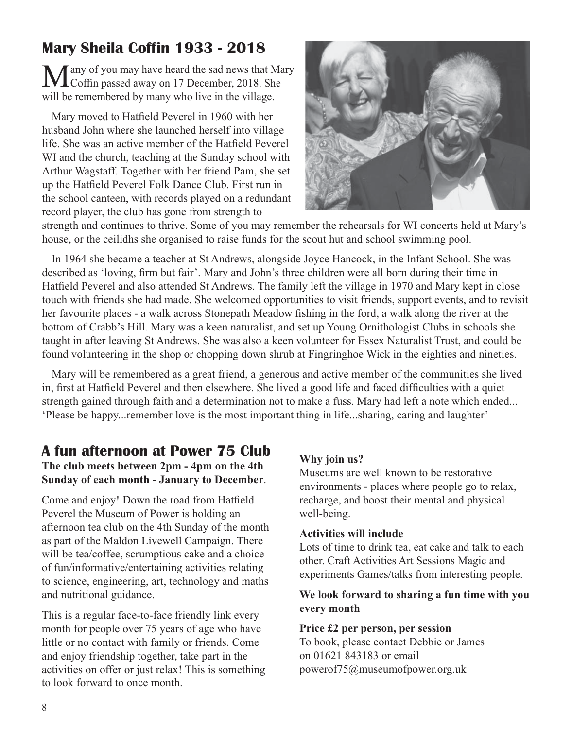## Mary Sheila Coffin 1933 - 2018

Many of you may have heard the sad news that Mary Coffin passed away on 17 December, 2018. She will be remembered by many who live in the village.

Mary moved to Hatfield Peverel in 1960 with her husband John where she launched herself into village life. She was an active member of the Hatfield Peverel WI and the church, teaching at the Sunday school with Arthur Wagstaff. Together with her friend Pam, she set up the Hatfield Peverel Folk Dance Club. First run in the school canteen, with records played on a redundant record player, the club has gone from strength to strength and continues to thrive. Some of you may remember the rehearsals for WI concerts held at Mary's house, or the ceilidhs she organised to raise funds for the scout hut and school swimming pool.

In 1964 she became a teacher at St Andrews, alongside Joyce Hancock, in the Infant School. She was described as 'loving, firm but fair'. Mary and John's three children were all born during their time in Hatfield Peverel and also attended St Andrews. The family left the village in 1970 and Mary kept in close touch with friends she had made. She welcomed opportunities to visit friends, support events, and to revisit her favourite places - a walk across Stonepath Meadow fishing in the ford, a walk along the river at the bottom of Crabb's Hill. Mary was a keen naturalist, and set up Young Ornithologist Clubs in schools she taught in after leaving St Andrews. She was also a keen volunteer for Essex Naturalist Trust, and could be found volunteering in the shop or chopping down shrub at Fingringhoe Wick in the eighties and nineties.

Mary will be remembered as a great friend, a generous and active member of the communities she lived in, first at Hatfield Peverel and then elsewhere. She lived a good life and faced difficulties with a quiet strength gained through faith and a determination not to make a fuss. Mary had left a note which ended... 'Please be happy...remember love is the most important thing in life...sharing, caring and laughter'

## A fun afternoon at Power 75 Club

**The club meets between 2pm - 4pm on the 4th Sunday of each month - January to December**.

Come and enjoy! Down the road from Hatfield Peverel the Museum of Power is holding an afternoon tea club on the 4th Sunday of the month as part of the Maldon Livewell Campaign. There will be tea/coffee, scrumptious cake and a choice of fun/informative/entertaining activities relating to science, engineering, art, technology and maths and nutritional guidance.

This is a regular face-to-face friendly link every month for people over 75 years of age who have little or no contact with family or friends. Come and enjoy friendship together, take part in the activities on offer or just relax! This is something to look forward to once month.

**Why join us?**

Museums are well known to be restorative environments - places where people go to relax, recharge, and boost their mental and physical well-being.

**Activities will include**

Lots of time to drink tea, eat cake and talk to each other. Craft Activities Art Sessions Magic and experiments Games/talks from interesting people.

**We look forward to sharing a fun time with you every month**

**Price £2 per person, per session**

To book, please contact Debbie or James on 01621 843183 or email powerof75@museumofpower.org.uk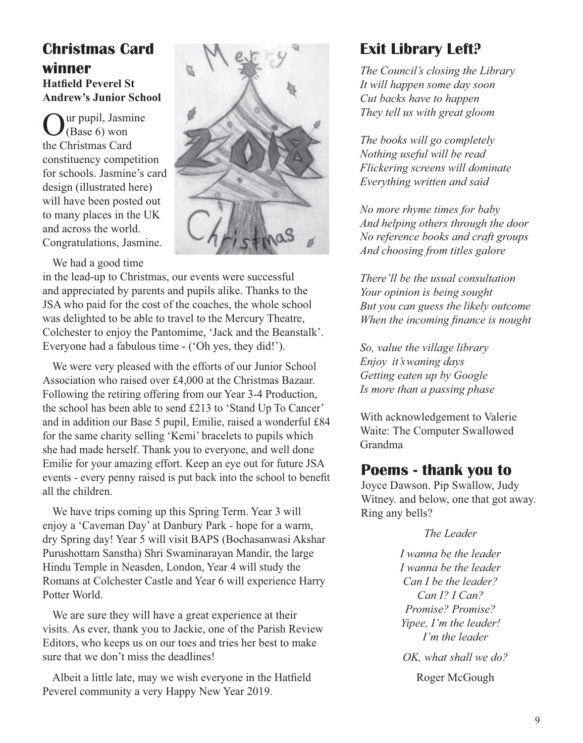## Christmas Card winner

**Hatfield Peverel St Andrew's Junior School**

Our pupil, Jasmine (Base 6) won the Christmas Card constituency competition for schools. Jasmine's card design (illustrated here) will have been posted out to many places in the UK and across the world. Congratulations, Jasmine.

We had a good time in the lead-up to Christmas, our events were successful and appreciated by parents and pupils alike. Thanks to the JSA who paid for the cost of the coaches, the whole school was delighted to be able to travel to the Mercury Theatre, Colchester to enjoy the Pantomime, 'Jack and the Beanstalk'. Everyone had a fabulous time - ('Oh yes, they did!').

We were very pleased with the efforts of our Junior School Association who raised over £4,000 at the Christmas Bazaar. Following the retiring offering from our Year 3-4 Production, the school has been able to send £213 to 'Stand Up To Cancer' and in addition our Base 5 pupil, Emilie, raised a wonderful £84 for the same charity selling 'Kemi' bracelets to pupils which she had made herself. Thank you to everyone, and well done Emilie for your amazing effort. Keep an eye out for future JSA events - every penny raised is put back into the school to benefit all the children.

We have trips coming up this Spring Term. Year 3 will enjoy a 'Caveman Day' at Danbury Park - hope for a warm, dry Spring day! Year 5 will visit BAPS (Bochasanwasi Akshar Purushottam Sanstha) Shri Swaminarayan Mandir, the large Hindu Temple in Neasden, London, Year 4 will study the Romans at Colchester Castle and Year 6 will experience Harry Potter World.

We are sure they will have a great experience at their visits. As ever, thank you to Jackie, one of the Parish Review Editors, who keeps us on our toes and tries her best to make sure that we don't miss the deadlines!

Albeit a little late, may we wish everyone in the Hatfield Peverel community a very Happy New Year 2019.

## Exit Library Left?

*The Council's closing the Library*
*It will happen some day soon*
*Cut backs have to happen*
*They tell us with great gloom*

*The books will go completely*
*Nothing useful will be read*
*Flickering screens will dominate*
*Everything written and said*

*No more rhyme times for baby*
*And helping others through the door*
*No reference books and craft groups*
*And choosing from titles galore*

*There'll be the usual consultation*
*Your opinion is being sought*
*But you can guess the likely outcome*
*When the incoming finance is nought*

*So, value the village library*
*Enjoy it'swaning days*
*Getting eaten up by Google*
*Is more than a passing phase*

With acknowledgement to Valerie Waite: The Computer Swallowed Grandma

## Poems - thank you to

Joyce Dawson. Pip Swallow, Judy Witney. and below, one that got away. Ring any bells?

*The Leader*

*I wanna be the leader*
*I wanna be the leader*
*Can I be the leader?*
*Can I? I Can?*
*Promise? Promise?*
*Yipee, I'm the leader!*
*I'm the leader*

*OK, what shall we do?*

Roger McGough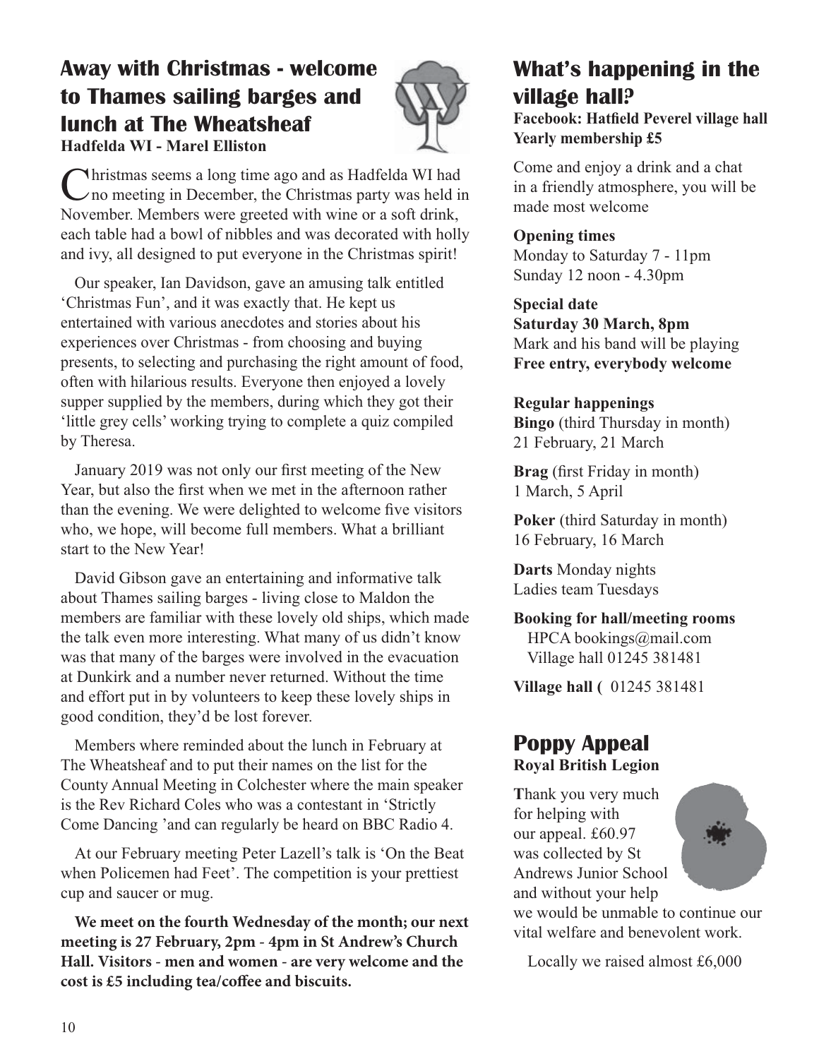## Away with Christmas - welcome to Thames sailing barges and lunch at The Wheatsheaf

**Hadfelda WI - Marel Elliston**

Christmas seems a long time ago and as Hadfelda WI had no meeting in December, the Christmas party was held in November. Members were greeted with wine or a soft drink, each table had a bowl of nibbles and was decorated with holly and ivy, all designed to put everyone in the Christmas spirit!

Our speaker, Ian Davidson, gave an amusing talk entitled 'Christmas Fun', and it was exactly that. He kept us entertained with various anecdotes and stories about his experiences over Christmas - from choosing and buying presents, to selecting and purchasing the right amount of food, often with hilarious results. Everyone then enjoyed a lovely supper supplied by the members, during which they got their 'little grey cells' working trying to complete a quiz compiled by Theresa.

January 2019 was not only our first meeting of the New Year, but also the first when we met in the afternoon rather than the evening. We were delighted to welcome five visitors who, we hope, will become full members. What a brilliant start to the New Year!

David Gibson gave an entertaining and informative talk about Thames sailing barges - living close to Maldon the members are familiar with these lovely old ships, which made the talk even more interesting. What many of us didn't know was that many of the barges were involved in the evacuation at Dunkirk and a number never returned. Without the time and effort put in by volunteers to keep these lovely ships in good condition, they'd be lost forever.

Members where reminded about the lunch in February at The Wheatsheaf and to put their names on the list for the County Annual Meeting in Colchester where the main speaker is the Rev Richard Coles who was a contestant in 'Strictly Come Dancing 'and can regularly be heard on BBC Radio 4.

At our February meeting Peter Lazell's talk is 'On the Beat when Policemen had Feet'. The competition is your prettiest cup and saucer or mug.

**We meet on the fourth Wednesday of the month; our next meeting is 27 February, 2pm - 4pm in St Andrew's Church Hall. Visitors - men and women - are very welcome and the cost is £5 including tea/coffee and biscuits.**

## What's happening in the village hall?

**Facebook: Hatfield Peverel village hall**
**Yearly membership £5**

Come and enjoy a drink and a chat in a friendly atmosphere, you will be made most welcome

**Opening times**
Monday to Saturday 7 - 11pm
Sunday 12 noon - 4.30pm

**Special date**
**Saturday 30 March, 8pm**
Mark and his band will be playing
**Free entry, everybody welcome**

**Regular happenings**

**Bingo** (third Thursday in month)
21 February, 21 March

**Brag** (first Friday in month)
1 March, 5 April

**Poker** (third Saturday in month)
16 February, 16 March

**Darts** Monday nights
Ladies team Tuesdays

**Booking for hall/meeting rooms**
HPCA bookings@mail.com
Village hall 01245 381481

**Village hall (** 01245 381481

## Poppy Appeal

**Royal British Legion**

**T**hank you very much for helping with our appeal. £60.97 was collected by St Andrews Junior School and without your help we would be unmable to continue our vital welfare and benevolent work.

Locally we raised almost £6,000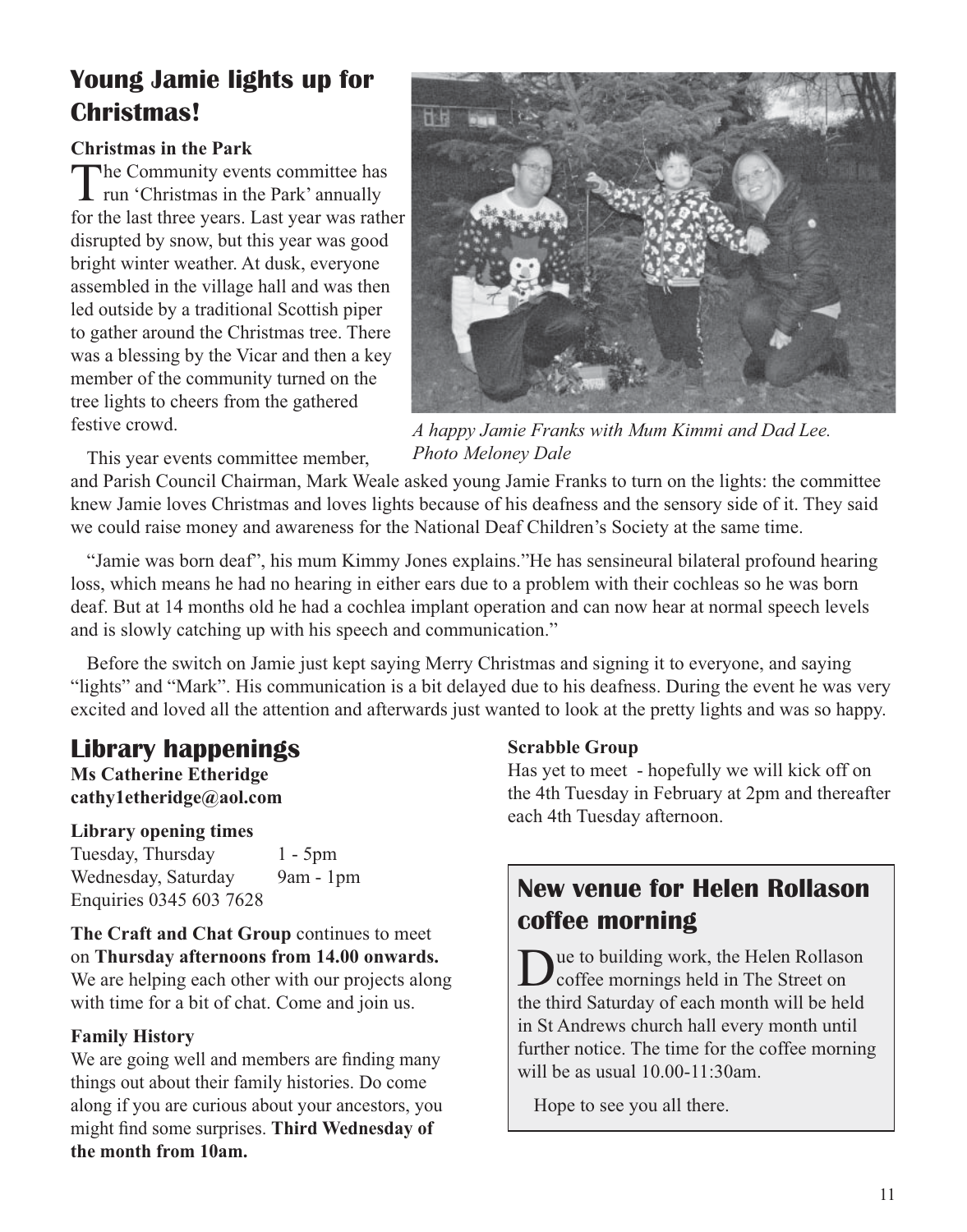## Young Jamie lights up for Christmas!

**Christmas in the Park**

The Community events committee has run 'Christmas in the Park' annually for the last three years. Last year was rather disrupted by snow, but this year was good bright winter weather. At dusk, everyone assembled in the village hall and was then led outside by a traditional Scottish piper to gather around the Christmas tree. There was a blessing by the Vicar and then a key member of the community turned on the tree lights to cheers from the gathered festive crowd.

*A happy Jamie Franks with Mum Kimmi and Dad Lee. Photo Meloney Dale*

This year events committee member, and Parish Council Chairman, Mark Weale asked young Jamie Franks to turn on the lights: the committee knew Jamie loves Christmas and loves lights because of his deafness and the sensory side of it. They said we could raise money and awareness for the National Deaf Children's Society at the same time.

"Jamie was born deaf", his mum Kimmy Jones explains."He has sensineural bilateral profound hearing loss, which means he had no hearing in either ears due to a problem with their cochleas so he was born deaf. But at 14 months old he had a cochlea implant operation and can now hear at normal speech levels and is slowly catching up with his speech and communication."

Before the switch on Jamie just kept saying Merry Christmas and signing it to everyone, and saying "lights" and "Mark". His communication is a bit delayed due to his deafness. During the event he was very excited and loved all the attention and afterwards just wanted to look at the pretty lights and was so happy.

## Library happenings

**Ms Catherine Etheridge**
**cathy1etheridge@aol.com**

**Library opening times**

Tuesday, Thursday 1 - 5pm
Wednesday, Saturday 9am - 1pm
Enquiries 0345 603 7628

**The Craft and Chat Group** continues to meet on **Thursday afternoons from 14.00 onwards.** We are helping each other with our projects along with time for a bit of chat. Come and join us.

**Family History**

We are going well and members are finding many things out about their family histories. Do come along if you are curious about your ancestors, you might find some surprises. **Third Wednesday of the month from 10am.**

**Scrabble Group**

Has yet to meet - hopefully we will kick off on the 4th Tuesday in February at 2pm and thereafter each 4th Tuesday afternoon.

## New venue for Helen Rollason coffee morning

Due to building work, the Helen Rollason coffee mornings held in The Street on the third Saturday of each month will be held in St Andrews church hall every month until further notice. The time for the coffee morning will be as usual 10.00-11:30am.

Hope to see you all there.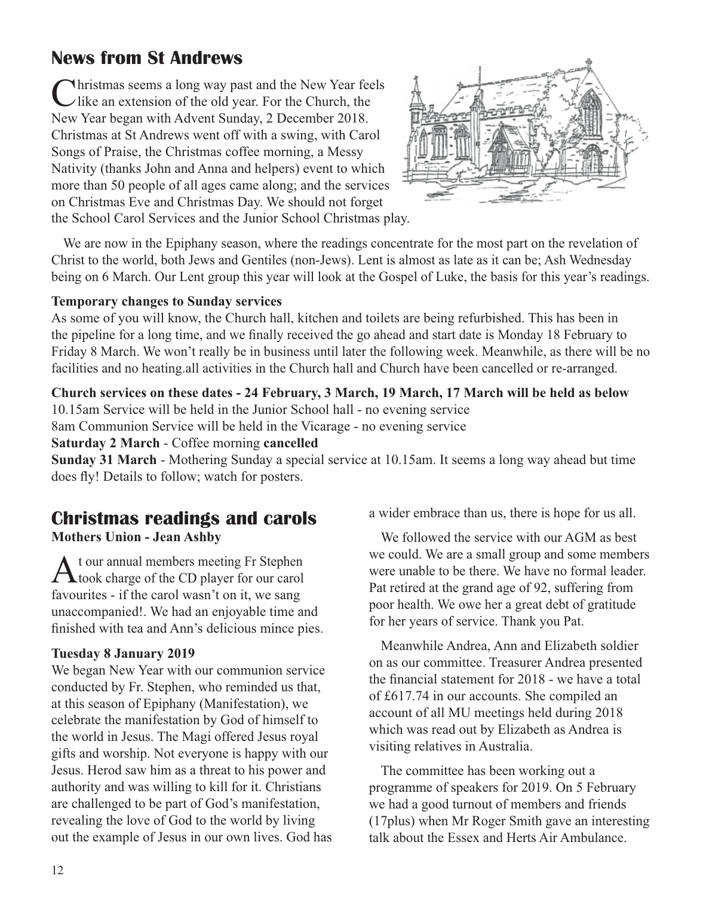## News from St Andrews

Christmas seems a long way past and the New Year feels like an extension of the old year. For the Church, the New Year began with Advent Sunday, 2 December 2018. Christmas at St Andrews went off with a swing, with Carol Songs of Praise, the Christmas coffee morning, a Messy Nativity (thanks John and Anna and helpers) event to which more than 50 people of all ages came along; and the services on Christmas Eve and Christmas Day. We should not forget the School Carol Services and the Junior School Christmas play.

We are now in the Epiphany season, where the readings concentrate for the most part on the revelation of Christ to the world, both Jews and Gentiles (non-Jews). Lent is almost as late as it can be; Ash Wednesday being on 6 March. Our Lent group this year will look at the Gospel of Luke, the basis for this year's readings.

**Temporary changes to Sunday services**

As some of you will know, the Church hall, kitchen and toilets are being refurbished. This has been in the pipeline for a long time, and we finally received the go ahead and start date is Monday 18 February to Friday 8 March. We won't really be in business until later the following week. Meanwhile, as there will be no facilities and no heating.all activities in the Church hall and Church have been cancelled or re-arranged.

**Church services on these dates - 24 February, 3 March, 19 March, 17 March will be held as below**

10.15am Service will be held in the Junior School hall - no evening service

8am Communion Service will be held in the Vicarage - no evening service

**Saturday 2 March** - Coffee morning **cancelled**

**Sunday 31 March** - Mothering Sunday a special service at 10.15am. It seems a long way ahead but time does fly! Details to follow; watch for posters.

## Christmas readings and carols

**Mothers Union - Jean Ashby**

At our annual members meeting Fr Stephen took charge of the CD player for our carol favourites - if the carol wasn't on it, we sang unaccompanied!. We had an enjoyable time and finished with tea and Ann's delicious mince pies.

**Tuesday 8 January 2019**

We began New Year with our communion service conducted by Fr. Stephen, who reminded us that, at this season of Epiphany (Manifestation), we celebrate the manifestation by God of himself to the world in Jesus. The Magi offered Jesus royal gifts and worship. Not everyone is happy with our Jesus. Herod saw him as a threat to his power and authority and was willing to kill for it. Christians are challenged to be part of God's manifestation, revealing the love of God to the world by living out the example of Jesus in our own lives. God has a wider embrace than us, there is hope for us all.

We followed the service with our AGM as best we could. We are a small group and some members were unable to be there. We have no formal leader. Pat retired at the grand age of 92, suffering from poor health. We owe her a great debt of gratitude for her years of service. Thank you Pat.

Meanwhile Andrea, Ann and Elizabeth soldier on as our committee. Treasurer Andrea presented the financial statement for 2018 - we have a total of £617.74 in our accounts. She compiled an account of all MU meetings held during 2018 which was read out by Elizabeth as Andrea is visiting relatives in Australia.

The committee has been working out a programme of speakers for 2019. On 5 February we had a good turnout of members and friends (17plus) when Mr Roger Smith gave an interesting talk about the Essex and Herts Air Ambulance.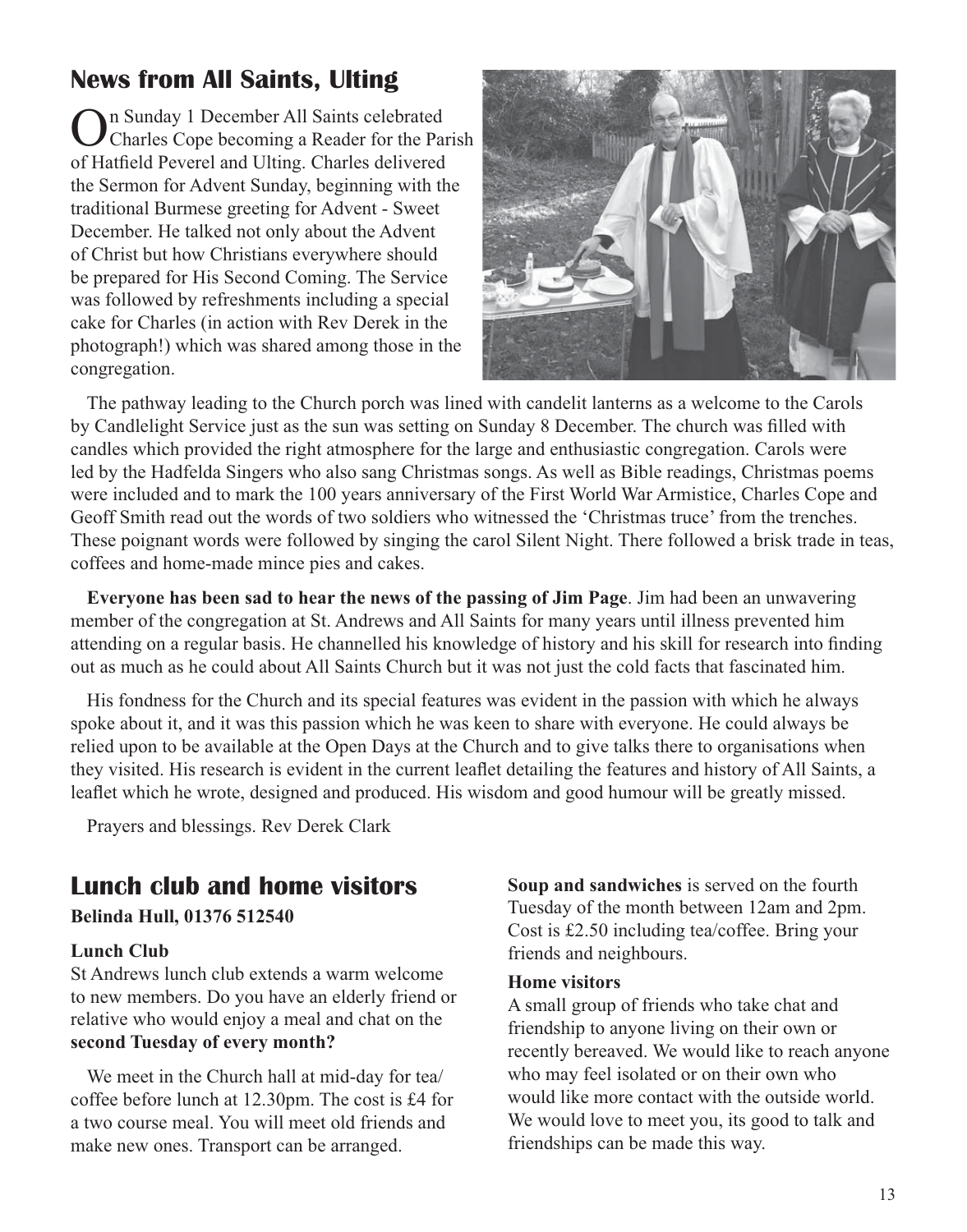## News from All Saints, Ulting

On Sunday 1 December All Saints celebrated Charles Cope becoming a Reader for the Parish of Hatfield Peverel and Ulting. Charles delivered the Sermon for Advent Sunday, beginning with the traditional Burmese greeting for Advent - Sweet December. He talked not only about the Advent of Christ but how Christians everywhere should be prepared for His Second Coming. The Service was followed by refreshments including a special cake for Charles (in action with Rev Derek in the photograph!) which was shared among those in the congregation.

The pathway leading to the Church porch was lined with candelit lanterns as a welcome to the Carols by Candlelight Service just as the sun was setting on Sunday 8 December. The church was filled with candles which provided the right atmosphere for the large and enthusiastic congregation. Carols were led by the Hadfelda Singers who also sang Christmas songs. As well as Bible readings, Christmas poems were included and to mark the 100 years anniversary of the First World War Armistice, Charles Cope and Geoff Smith read out the words of two soldiers who witnessed the 'Christmas truce' from the trenches. These poignant words were followed by singing the carol Silent Night. There followed a brisk trade in teas, coffees and home-made mince pies and cakes.

**Everyone has been sad to hear the news of the passing of Jim Page**. Jim had been an unwavering member of the congregation at St. Andrews and All Saints for many years until illness prevented him attending on a regular basis. He channelled his knowledge of history and his skill for research into finding out as much as he could about All Saints Church but it was not just the cold facts that fascinated him.

His fondness for the Church and its special features was evident in the passion with which he always spoke about it, and it was this passion which he was keen to share with everyone. He could always be relied upon to be available at the Open Days at the Church and to give talks there to organisations when they visited. His research is evident in the current leaflet detailing the features and history of All Saints, a leaflet which he wrote, designed and produced. His wisdom and good humour will be greatly missed.

Prayers and blessings. Rev Derek Clark

## Lunch club and home visitors

**Belinda Hull, 01376 512540**

### Lunch Club

St Andrews lunch club extends a warm welcome to new members. Do you have an elderly friend or relative who would enjoy a meal and chat on the **second Tuesday of every month?**

We meet in the Church hall at mid-day for tea/coffee before lunch at 12.30pm. The cost is £4 for a two course meal. You will meet old friends and make new ones. Transport can be arranged.

**Soup and sandwiches** is served on the fourth Tuesday of the month between 12am and 2pm. Cost is £2.50 including tea/coffee. Bring your friends and neighbours.

### Home visitors

A small group of friends who take chat and friendship to anyone living on their own or recently bereaved. We would like to reach anyone who may feel isolated or on their own who would like more contact with the outside world. We would love to meet you, its good to talk and friendships can be made this way.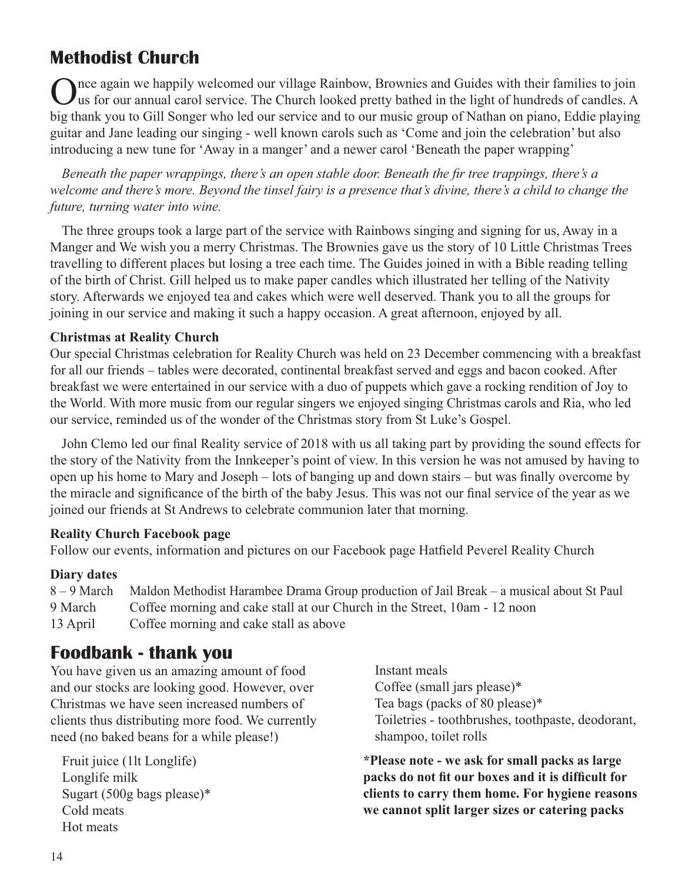## Methodist Church

Once again we happily welcomed our village Rainbow, Brownies and Guides with their families to join us for our annual carol service. The Church looked pretty bathed in the light of hundreds of candles. A big thank you to Gill Songer who led our service and to our music group of Nathan on piano, Eddie playing guitar and Jane leading our singing - well known carols such as 'Come and join the celebration' but also introducing a new tune for 'Away in a manger' and a newer carol 'Beneath the paper wrapping'

*Beneath the paper wrappings, there's an open stable door. Beneath the fir tree trappings, there's a welcome and there's more. Beyond the tinsel fairy is a presence that's divine, there's a child to change the future, turning water into wine.*

The three groups took a large part of the service with Rainbows singing and signing for us, Away in a Manger and We wish you a merry Christmas. The Brownies gave us the story of 10 Little Christmas Trees travelling to different places but losing a tree each time. The Guides joined in with a Bible reading telling of the birth of Christ. Gill helped us to make paper candles which illustrated her telling of the Nativity story. Afterwards we enjoyed tea and cakes which were well deserved. Thank you to all the groups for joining in our service and making it such a happy occasion. A great afternoon, enjoyed by all.

**Christmas at Reality Church**

Our special Christmas celebration for Reality Church was held on 23 December commencing with a breakfast for all our friends – tables were decorated, continental breakfast served and eggs and bacon cooked. After breakfast we were entertained in our service with a duo of puppets which gave a rocking rendition of Joy to the World. With more music from our regular singers we enjoyed singing Christmas carols and Ria, who led our service, reminded us of the wonder of the Christmas story from St Luke's Gospel.

John Clemo led our final Reality service of 2018 with us all taking part by providing the sound effects for the story of the Nativity from the Innkeeper's point of view. In this version he was not amused by having to open up his home to Mary and Joseph – lots of banging up and down stairs – but was finally overcome by the miracle and significance of the birth of the baby Jesus. This was not our final service of the year as we joined our friends at St Andrews to celebrate communion later that morning.

**Reality Church Facebook page**

Follow our events, information and pictures on our Facebook page Hatfield Peverel Reality Church

**Diary dates**

| | |
|---|---|
| 8 – 9 March | Maldon Methodist Harambee Drama Group production of Jail Break – a musical about St Paul |
| 9 March | Coffee morning and cake stall at our Church in the Street, 10am - 12 noon |
| 13 April | Coffee morning and cake stall as above |

## Foodbank - thank you

You have given us an amazing amount of food and our stocks are looking good. However, over Christmas we have seen increased numbers of clients thus distributing more food. We currently need (no baked beans for a while please!)

- Fruit juice (1lt Longlife)
- Longlife milk
- Sugart (500g bags please)*
- Cold meats
- Hot meats
- Instant meals
- Coffee (small jars please)*
- Tea bags (packs of 80 please)*
- Toiletries - toothbrushes, toothpaste, deodorant, shampoo, toilet rolls

**\*Please note - we ask for small packs as large packs do not fit our boxes and it is difficult for clients to carry them home. For hygiene reasons we cannot split larger sizes or catering packs**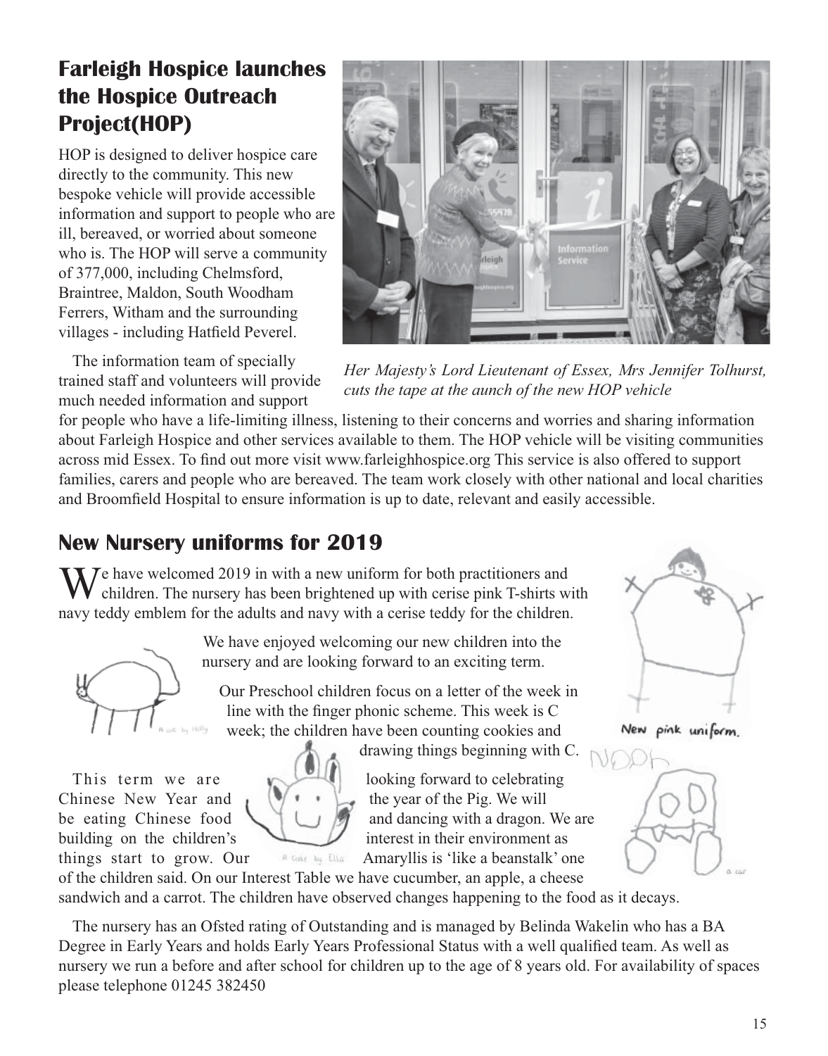## Farleigh Hospice launches the Hospice Outreach Project(HOP)

HOP is designed to deliver hospice care directly to the community. This new bespoke vehicle will provide accessible information and support to people who are ill, bereaved, or worried about someone who is. The HOP will serve a community of 377,000, including Chelmsford, Braintree, Maldon, South Woodham Ferrers, Witham and the surrounding villages - including Hatfield Peverel.

*Her Majesty's Lord Lieutenant of Essex, Mrs Jennifer Tolhurst, cuts the tape at the aunch of the new HOP vehicle*

The information team of specially trained staff and volunteers will provide much needed information and support for people who have a life-limiting illness, listening to their concerns and worries and sharing information about Farleigh Hospice and other services available to them. The HOP vehicle will be visiting communities across mid Essex. To find out more visit www.farleighhospice.org This service is also offered to support families, carers and people who are bereaved. The team work closely with other national and local charities and Broomfield Hospital to ensure information is up to date, relevant and easily accessible.

## New Nursery uniforms for 2019

We have welcomed 2019 in with a new uniform for both practitioners and children. The nursery has been brightened up with cerise pink T-shirts with navy teddy emblem for the adults and navy with a cerise teddy for the children.

We have enjoyed welcoming our new children into the nursery and are looking forward to an exciting term.

Our Preschool children focus on a letter of the week in line with the finger phonic scheme. This week is C week; the children have been counting cookies and drawing things beginning with C.

This term we are looking forward to celebrating Chinese New Year and the year of the Pig. We will be eating Chinese food and dancing with a dragon. We are building on the children's interest in their environment as things start to grow. Our Amaryllis is 'like a beanstalk' one of the children said. On our Interest Table we have cucumber, an apple, a cheese sandwich and a carrot. The children have observed changes happening to the food as it decays.

The nursery has an Ofsted rating of Outstanding and is managed by Belinda Wakelin who has a BA Degree in Early Years and holds Early Years Professional Status with a well qualified team. As well as nursery we run a before and after school for children up to the age of 8 years old. For availability of spaces please telephone 01245 382450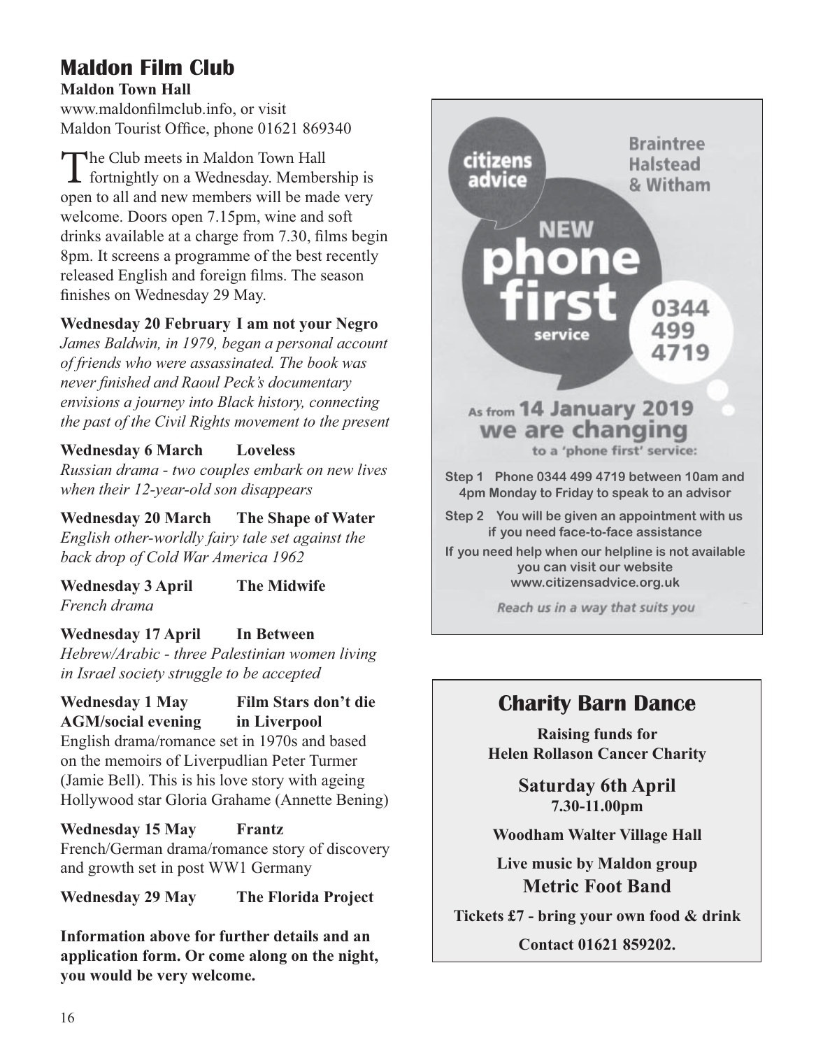## Maldon Film Club

**Maldon Town Hall**
www.maldonfilmclub.info, or visit
Maldon Tourist Office, phone 01621 869340

The Club meets in Maldon Town Hall fortnightly on a Wednesday. Membership is open to all and new members will be made very welcome. Doors open 7.15pm, wine and soft drinks available at a charge from 7.30, films begin 8pm. It screens a programme of the best recently released English and foreign films. The season finishes on Wednesday 29 May.

**Wednesday 20 February I am not your Negro**
*James Baldwin, in 1979, began a personal account of friends who were assassinated. The book was never finished and Raoul Peck's documentary envisions a journey into Black history, connecting the past of the Civil Rights movement to the present*

**Wednesday 6 March Loveless**
*Russian drama - two couples embark on new lives when their 12-year-old son disappears*

**Wednesday 20 March The Shape of Water**
*English other-worldly fairy tale set against the back drop of Cold War America 1962*

**Wednesday 3 April The Midwife**
*French drama*

**Wednesday 17 April In Between**
*Hebrew/Arabic - three Palestinian women living in Israel society struggle to be accepted*

**Wednesday 1 May Film Stars don't die**
**AGM/social evening in Liverpool**
English drama/romance set in 1970s and based on the memoirs of Liverpudlian Peter Turmer (Jamie Bell). This is his love story with ageing Hollywood star Gloria Grahame (Annette Bening)

**Wednesday 15 May Frantz**
French/German drama/romance story of discovery and growth set in post WW1 Germany

**Wednesday 29 May The Florida Project**

**Information above for further details and an application form. Or come along on the night, you would be very welcome.**

---

citizens advice

Braintree
Halstead
& Witham

NEW **phone first** service

0344 499 4719

As from **14 January 2019**
**we are changing**
to a 'phone first' service:

**Step 1** Phone 0344 499 4719 between 10am and 4pm Monday to Friday to speak to an advisor

**Step 2** You will be given an appointment with us if you need face-to-face assistance

If you need help when our helpline is not available you can visit our website
www.citizensadvice.org.uk

*Reach us in a way that suits you*

---

## Charity Barn Dance

**Raising funds for**
**Helen Rollason Cancer Charity**

**Saturday 6th April**
**7.30-11.00pm**

**Woodham Walter Village Hall**

**Live music by Maldon group**
**Metric Foot Band**

**Tickets £7 - bring your own food & drink**

**Contact 01621 859202.**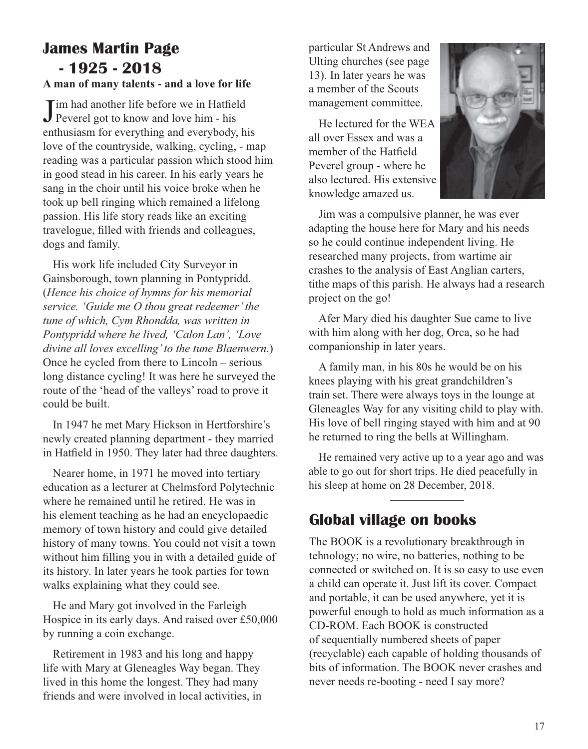## James Martin Page - 1925 - 2018

**A man of many talents - and a love for life**

Jim had another life before we in Hatfield Peverel got to know and love him - his enthusiasm for everything and everybody, his love of the countryside, walking, cycling, - map reading was a particular passion which stood him in good stead in his career. In his early years he sang in the choir until his voice broke when he took up bell ringing which remained a lifelong passion. His life story reads like an exciting travelogue, filled with friends and colleagues, dogs and family.

His work life included City Surveyor in Gainsborough, town planning in Pontypridd. (*Hence his choice of hymns for his memorial service. 'Guide me O thou great redeemer' the tune of which, Cym Rhondda, was written in Pontypridd where he lived, 'Calon Lan', 'Love divine all loves excelling' to the tune Blaenwern.*) Once he cycled from there to Lincoln – serious long distance cycling! It was here he surveyed the route of the 'head of the valleys' road to prove it could be built.

In 1947 he met Mary Hickson in Hertforshire's newly created planning department - they married in Hatfield in 1950. They later had three daughters.

Nearer home, in 1971 he moved into tertiary education as a lecturer at Chelmsford Polytechnic where he remained until he retired. He was in his element teaching as he had an encyclopaedic memory of town history and could give detailed history of many towns. You could not visit a town without him filling you in with a detailed guide of its history. In later years he took parties for town walks explaining what they could see.

He and Mary got involved in the Farleigh Hospice in its early days. And raised over £50,000 by running a coin exchange.

Retirement in 1983 and his long and happy life with Mary at Gleneagles Way began. They lived in this home the longest. They had many friends and were involved in local activities, in particular St Andrews and Ulting churches (see page 13). In later years he was a member of the Scouts management committee.

He lectured for the WEA all over Essex and was a member of the Hatfield Peverel group - where he also lectured. His extensive knowledge amazed us.

Jim was a compulsive planner, he was ever adapting the house here for Mary and his needs so he could continue independent living. He researched many projects, from wartime air crashes to the analysis of East Anglian carters, tithe maps of this parish. He always had a research project on the go!

Afer Mary died his daughter Sue came to live with him along with her dog, Orca, so he had companionship in later years.

A family man, in his 80s he would be on his knees playing with his great grandchildren's train set. There were always toys in the lounge at Gleneagles Way for any visiting child to play with. His love of bell ringing stayed with him and at 90 he returned to ring the bells at Willingham.

He remained very active up to a year ago and was able to go out for short trips. He died peacefully in his sleep at home on 28 December, 2018.

---

## Global village on books

The BOOK is a revolutionary breakthrough in tehnology; no wire, no batteries, nothing to be connected or switched on. It is so easy to use even a child can operate it. Just lift its cover. Compact and portable, it can be used anywhere, yet it is powerful enough to hold as much information as a CD-ROM. Each BOOK is constructed of sequentially numbered sheets of paper (recyclable) each capable of holding thousands of bits of information. The BOOK never crashes and never needs re-booting - need I say more?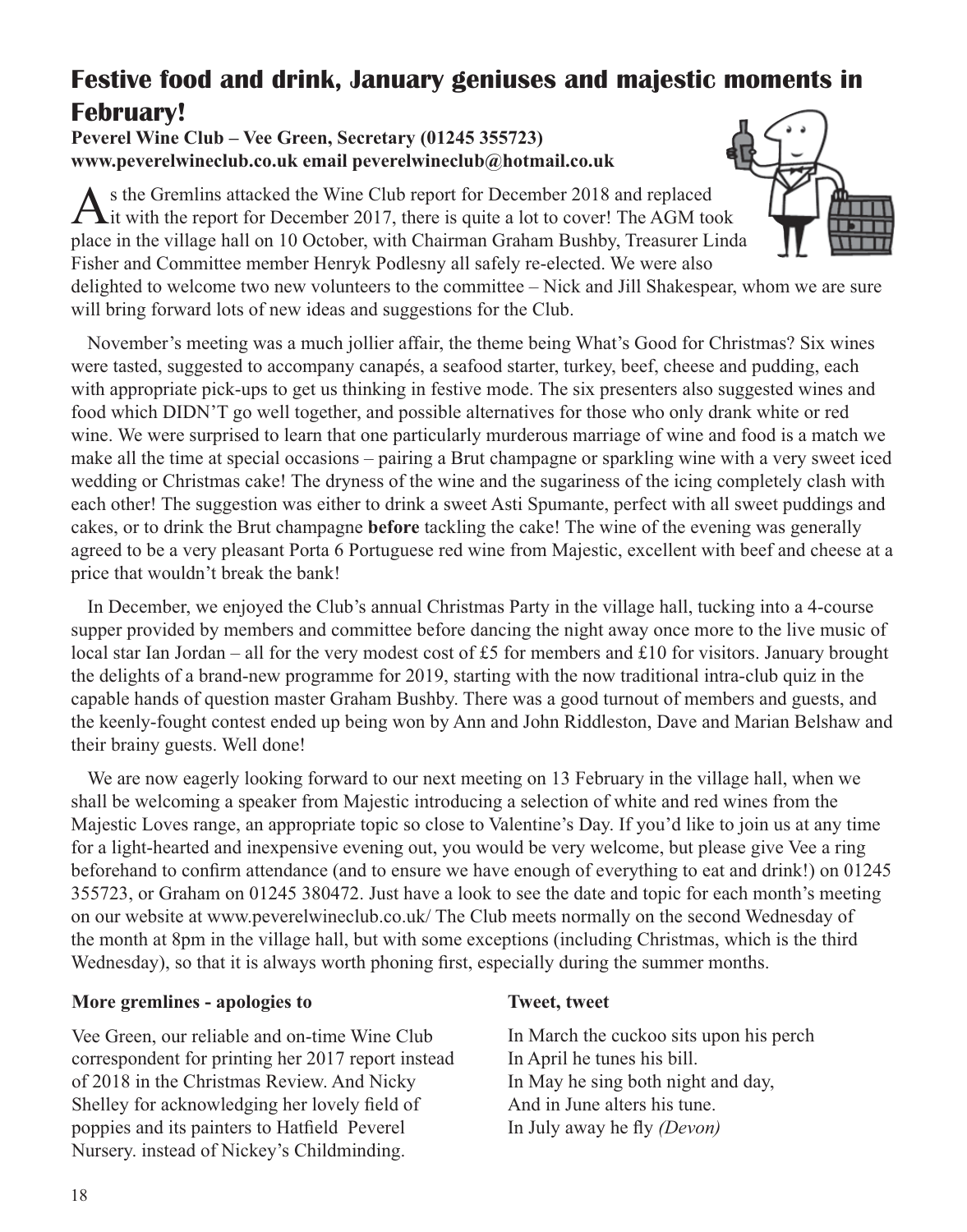# Festive food and drink, January geniuses and majestic moments in February!

**Peverel Wine Club – Vee Green, Secretary (01245 355723)**
**www.peverelwineclub.co.uk email peverelwineclub@hotmail.co.uk**

As the Gremlins attacked the Wine Club report for December 2018 and replaced it with the report for December 2017, there is quite a lot to cover! The AGM took place in the village hall on 10 October, with Chairman Graham Bushby, Treasurer Linda Fisher and Committee member Henryk Podlesny all safely re-elected. We were also delighted to welcome two new volunteers to the committee – Nick and Jill Shakespear, whom we are sure will bring forward lots of new ideas and suggestions for the Club.

November's meeting was a much jollier affair, the theme being What's Good for Christmas? Six wines were tasted, suggested to accompany canapés, a seafood starter, turkey, beef, cheese and pudding, each with appropriate pick-ups to get us thinking in festive mode. The six presenters also suggested wines and food which DIDN'T go well together, and possible alternatives for those who only drank white or red wine. We were surprised to learn that one particularly murderous marriage of wine and food is a match we make all the time at special occasions – pairing a Brut champagne or sparkling wine with a very sweet iced wedding or Christmas cake! The dryness of the wine and the sugariness of the icing completely clash with each other! The suggestion was either to drink a sweet Asti Spumante, perfect with all sweet puddings and cakes, or to drink the Brut champagne **before** tackling the cake! The wine of the evening was generally agreed to be a very pleasant Porta 6 Portuguese red wine from Majestic, excellent with beef and cheese at a price that wouldn't break the bank!

In December, we enjoyed the Club's annual Christmas Party in the village hall, tucking into a 4-course supper provided by members and committee before dancing the night away once more to the live music of local star Ian Jordan – all for the very modest cost of £5 for members and £10 for visitors. January brought the delights of a brand-new programme for 2019, starting with the now traditional intra-club quiz in the capable hands of question master Graham Bushby. There was a good turnout of members and guests, and the keenly-fought contest ended up being won by Ann and John Riddleston, Dave and Marian Belshaw and their brainy guests. Well done!

We are now eagerly looking forward to our next meeting on 13 February in the village hall, when we shall be welcoming a speaker from Majestic introducing a selection of white and red wines from the Majestic Loves range, an appropriate topic so close to Valentine's Day. If you'd like to join us at any time for a light-hearted and inexpensive evening out, you would be very welcome, but please give Vee a ring beforehand to confirm attendance (and to ensure we have enough of everything to eat and drink!) on 01245 355723, or Graham on 01245 380472. Just have a look to see the date and topic for each month's meeting on our website at www.peverelwineclub.co.uk/ The Club meets normally on the second Wednesday of the month at 8pm in the village hall, but with some exceptions (including Christmas, which is the third Wednesday), so that it is always worth phoning first, especially during the summer months.

### More gremlines - apologies to

Vee Green, our reliable and on-time Wine Club correspondent for printing her 2017 report instead of 2018 in the Christmas Review. And Nicky Shelley for acknowledging her lovely field of poppies and its painters to Hatfield Peverel Nursery. instead of Nickey's Childminding.

### Tweet, tweet

In March the cuckoo sits upon his perch
In April he tunes his bill.
In May he sing both night and day,
And in June alters his tune.
In July away he fly *(Devon)*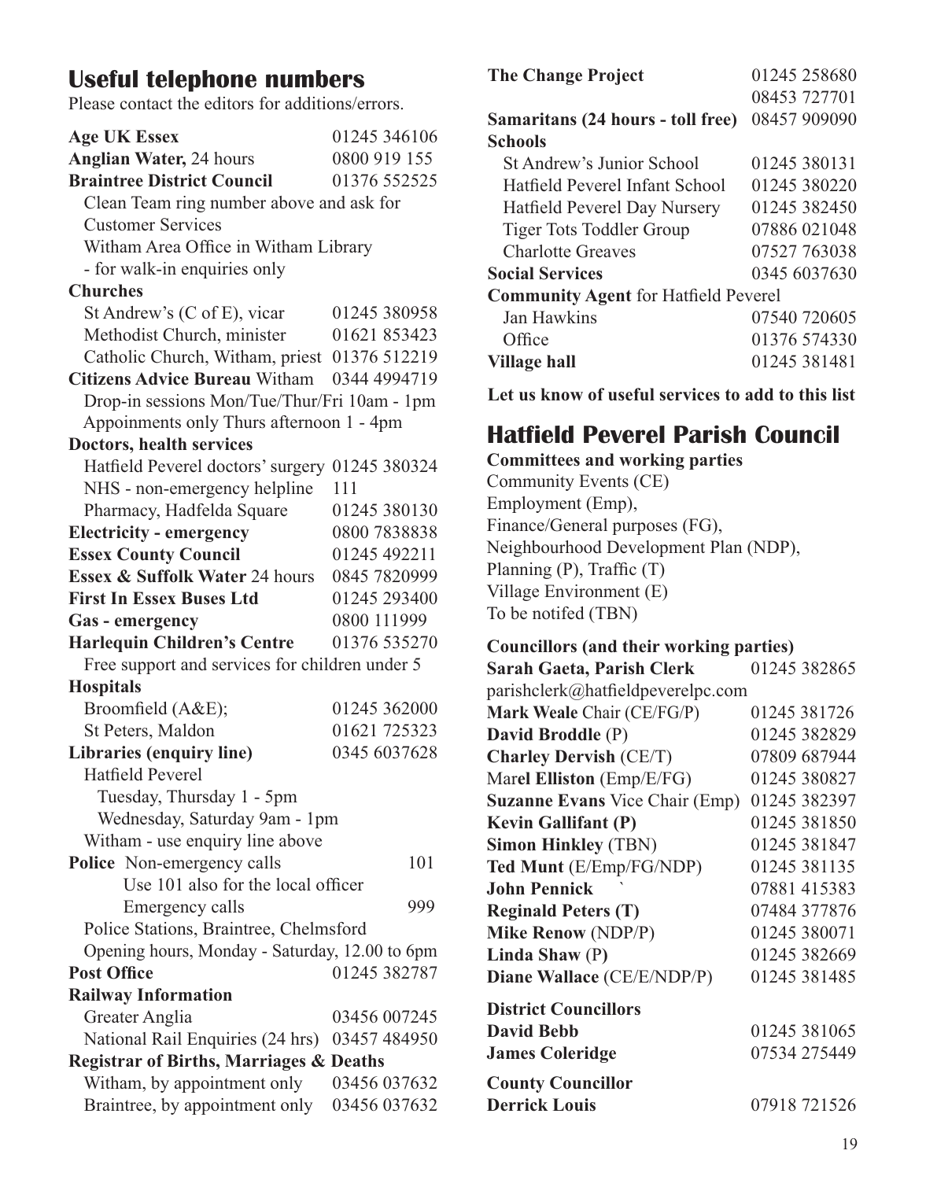## Useful telephone numbers

Please contact the editors for additions/errors.

**Age UK Essex** 01245 346106
**Anglian Water,** 24 hours 0800 919 155
**Braintree District Council** 01376 552525
Clean Team ring number above and ask for Customer Services
Witham Area Office in Witham Library - for walk-in enquiries only

**Churches**
St Andrew's (C of E), vicar 01245 380958
Methodist Church, minister 01621 853423
Catholic Church, Witham, priest 01376 512219

**Citizens Advice Bureau** Witham 0344 4994719
Drop-in sessions Mon/Tue/Thur/Fri 10am - 1pm
Appoinments only Thurs afternoon 1 - 4pm

**Doctors, health services**
Hatfield Peverel doctors' surgery 01245 380324
NHS - non-emergency helpline 111
Pharmacy, Hadfelda Square 01245 380130

**Electricity - emergency** 0800 7838838
**Essex County Council** 01245 492211
**Essex & Suffolk Water** 24 hours 0845 7820999
**First In Essex Buses Ltd** 01245 293400
**Gas - emergency** 0800 111999
**Harlequin Children's Centre** 01376 535270
Free support and services for children under 5

**Hospitals**
Broomfield (A&E); 01245 362000
St Peters, Maldon 01621 725323

**Libraries (enquiry line)** 0345 6037628
Hatfield Peverel
Tuesday, Thursday 1 - 5pm
Wednesday, Saturday 9am - 1pm
Witham - use enquiry line above

**Police** Non-emergency calls 101
Use 101 also for the local officer
Emergency calls 999
Police Stations, Braintree, Chelmsford
Opening hours, Monday - Saturday, 12.00 to 6pm

**Post Office** 01245 382787

**Railway Information**
Greater Anglia 03456 007245
National Rail Enquiries (24 hrs) 03457 484950

**Registrar of Births, Marriages & Deaths**
Witham, by appointment only 03456 037632
Braintree, by appointment only 03456 037632

**The Change Project** 01245 258680
08453 727701
**Samaritans (24 hours - toll free)** 08457 909090

**Schools**
St Andrew's Junior School 01245 380131
Hatfield Peverel Infant School 01245 380220
Hatfield Peverel Day Nursery 01245 382450
Tiger Tots Toddler Group 07886 021048
Charlotte Greaves 07527 763038

**Social Services** 0345 6037630

**Community Agent** for Hatfield Peverel
Jan Hawkins 07540 720605
Office 01376 574330

**Village hall** 01245 381481

**Let us know of useful services to add to this list**

## Hatfield Peverel Parish Council

**Committees and working parties**
Community Events (CE)
Employment (Emp),
Finance/General purposes (FG),
Neighbourhood Development Plan (NDP),
Planning (P), Traffic (T)
Village Environment (E)
To be notifed (TBN)

**Councillors (and their working parties)**
**Sarah Gaeta, Parish Clerk** 01245 382865
parishclerk@hatfieldpeverelpc.com
**Mark Weale** Chair (CE/FG/P) 01245 381726
**David Broddle** (P) 01245 382829
**Charley Dervish** (CE/T) 07809 687944
Mar**el Elliston** (Emp/E/FG) 01245 380827
**Suzanne Evans** Vice Chair (Emp) 01245 382397
**Kevin Gallifant (P)** 01245 381850
**Simon Hinkley** (TBN) 01245 381847
**Ted Munt** (E/Emp/FG/NDP) 01245 381135
**John Pennick** ` 07881 415383
**Reginald Peters (T)** 07484 377876
**Mike Renow** (NDP/P) 01245 380071
**Linda Shaw** (P) 01245 382669
**Diane Wallace** (CE/E/NDP/P) 01245 381485

**District Councillors**
**David Bebb** 01245 381065
**James Coleridge** 07534 275449

**County Councillor**
**Derrick Louis** 07918 721526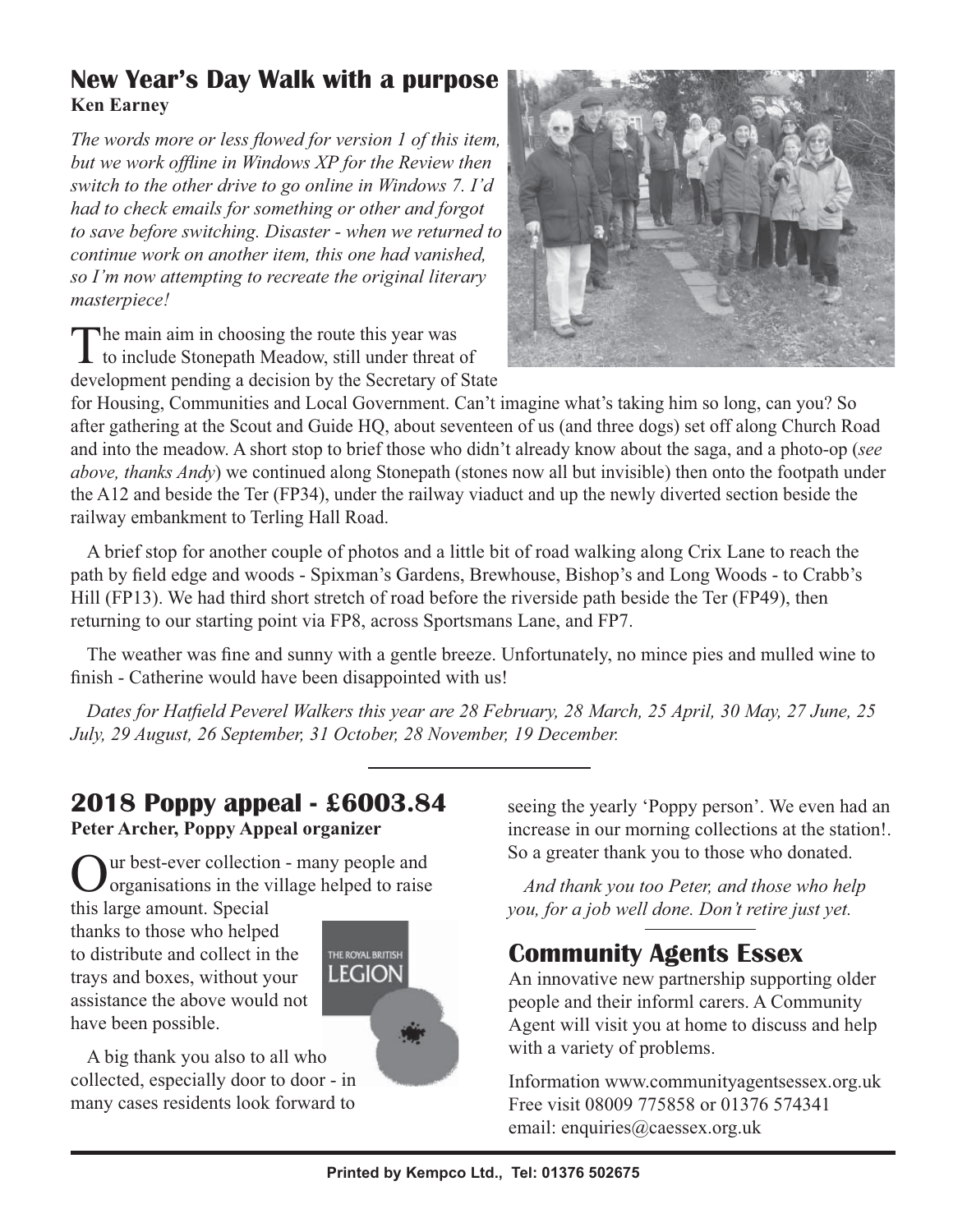## New Year's Day Walk with a purpose

**Ken Earney**

*The words more or less flowed for version 1 of this item, but we work offline in Windows XP for the Review then switch to the other drive to go online in Windows 7. I'd had to check emails for something or other and forgot to save before switching. Disaster - when we returned to continue work on another item, this one had vanished, so I'm now attempting to recreate the original literary masterpiece!*

The main aim in choosing the route this year was to include Stonepath Meadow, still under threat of development pending a decision by the Secretary of State for Housing, Communities and Local Government. Can't imagine what's taking him so long, can you? So after gathering at the Scout and Guide HQ, about seventeen of us (and three dogs) set off along Church Road and into the meadow. A short stop to brief those who didn't already know about the saga, and a photo-op (*see above, thanks Andy*) we continued along Stonepath (stones now all but invisible) then onto the footpath under the A12 and beside the Ter (FP34), under the railway viaduct and up the newly diverted section beside the railway embankment to Terling Hall Road.

A brief stop for another couple of photos and a little bit of road walking along Crix Lane to reach the path by field edge and woods - Spixman's Gardens, Brewhouse, Bishop's and Long Woods - to Crabb's Hill (FP13). We had third short stretch of road before the riverside path beside the Ter (FP49), then returning to our starting point via FP8, across Sportsmans Lane, and FP7.

The weather was fine and sunny with a gentle breeze. Unfortunately, no mince pies and mulled wine to finish - Catherine would have been disappointed with us!

*Dates for Hatfield Peverel Walkers this year are 28 February, 28 March, 25 April, 30 May, 27 June, 25 July, 29 August, 26 September, 31 October, 28 November, 19 December.*

---

## 2018 Poppy appeal - £6003.84

**Peter Archer, Poppy Appeal organizer**

Our best-ever collection - many people and organisations in the village helped to raise this large amount. Special thanks to those who helped to distribute and collect in the trays and boxes, without your assistance the above would not have been possible.

A big thank you also to all who collected, especially door to door - in many cases residents look forward to seeing the yearly 'Poppy person'. We even had an increase in our morning collections at the station!. So a greater thank you to those who donated.

*And thank you too Peter, and those who help you, for a job well done. Don't retire just yet.*

---

## Community Agents Essex

An innovative new partnership supporting older people and their informl carers. A Community Agent will visit you at home to discuss and help with a variety of problems.

Information www.communityagentsessex.org.uk
Free visit 08009 775858 or 01376 574341
email: enquiries@caessex.org.uk

**Printed by Kempco Ltd., Tel: 01376 502675**